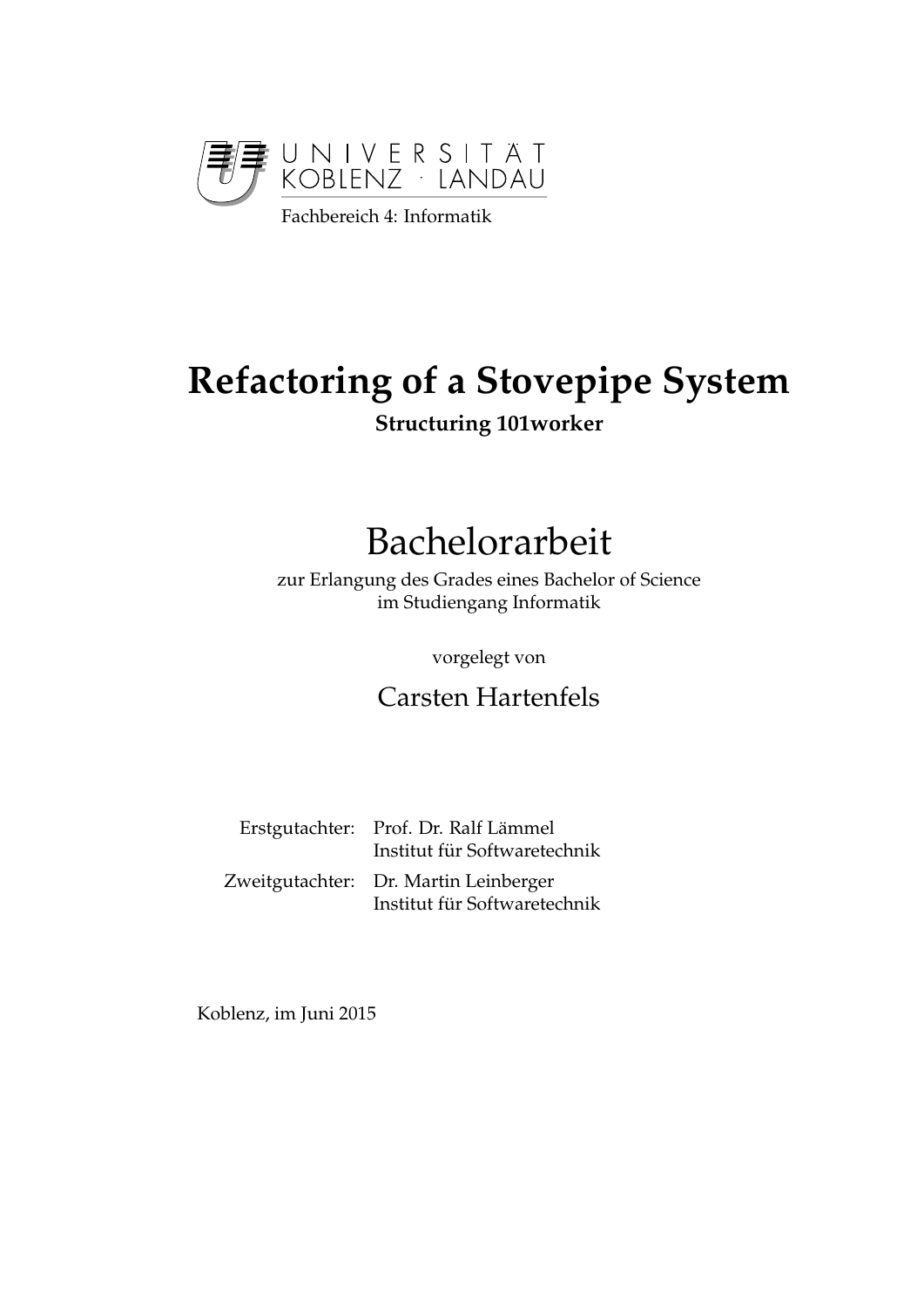UNIVERSITÄT KOBLENZ · LANDAU

Fachbereich 4: Informatik

# Refactoring of a Stovepipe System

**Structuring 101worker**

# Bachelorarbeit

zur Erlangung des Grades eines Bachelor of Science
im Studiengang Informatik

vorgelegt von

Carsten Hartenfels

| | |
|---|---|
| Erstgutachter: | Prof. Dr. Ralf Lämmel<br>Institut für Softwaretechnik |
| Zweitgutachter: | Dr. Martin Leinberger<br>Institut für Softwaretechnik |

Koblenz, im Juni 2015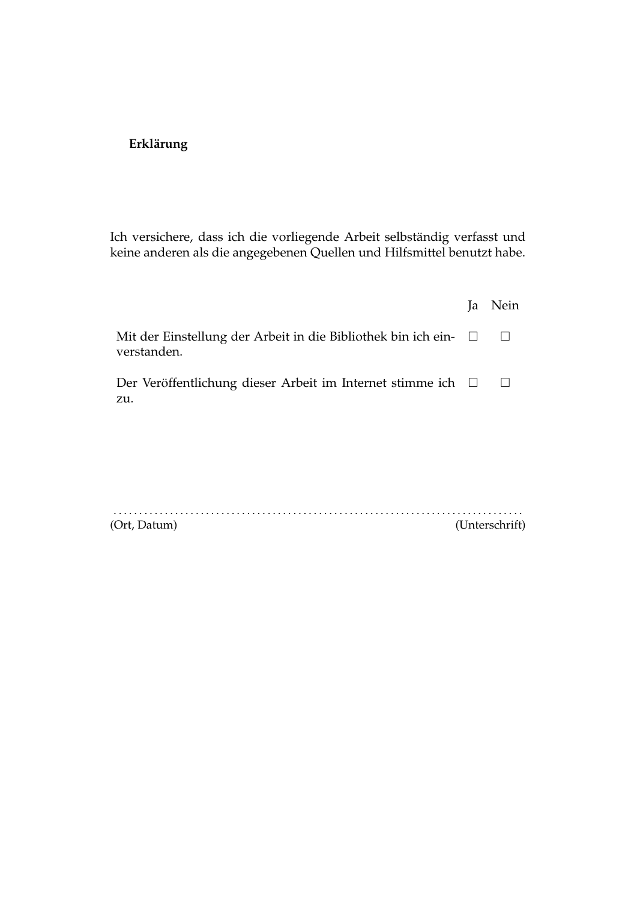**Erklärung**

Ich versichere, dass ich die vorliegende Arbeit selbständig verfasst und keine anderen als die angegebenen Quellen und Hilfsmittel benutzt habe.

| | Ja | Nein |
|---|---|---|
| Mit der Einstellung der Arbeit in die Bibliothek bin ich einverstanden. | ☐ | ☐ |
| Der Veröffentlichung dieser Arbeit im Internet stimme ich zu. | ☐ | ☐ |

. . . . . . . . . . . . . . . . . . . . . . . . . . . . . . . . . . . . . . . . . . . . . . . . . . . . . . . . . . . . . . . . . . . . . . . . . . . . .

(Ort, Datum) (Unterschrift)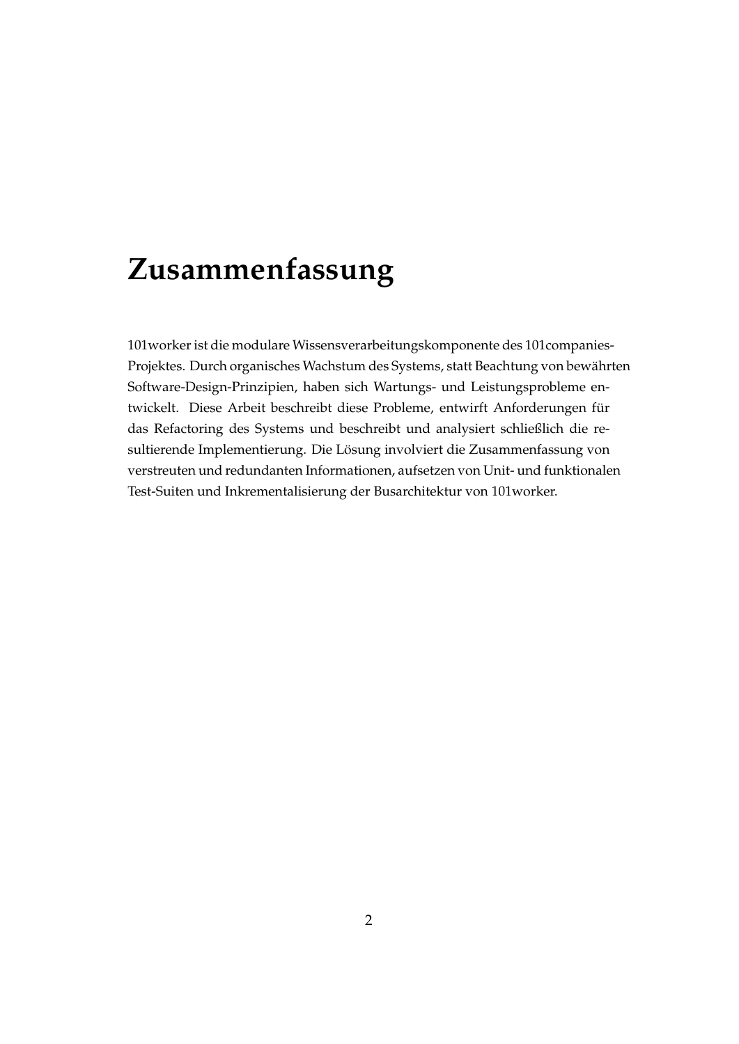# Zusammenfassung

101worker ist die modulare Wissensverarbeitungskomponente des 101companies-Projektes. Durch organisches Wachstum des Systems, statt Beachtung von bewährten Software-Design-Prinzipien, haben sich Wartungs- und Leistungsprobleme entwickelt. Diese Arbeit beschreibt diese Probleme, entwirft Anforderungen für das Refactoring des Systems und beschreibt und analysiert schließlich die resultierende Implementierung. Die Lösung involviert die Zusammenfassung von verstreuten und redundanten Informationen, aufsetzen von Unit- und funktionalen Test-Suiten und Inkrementalisierung der Busarchitektur von 101worker.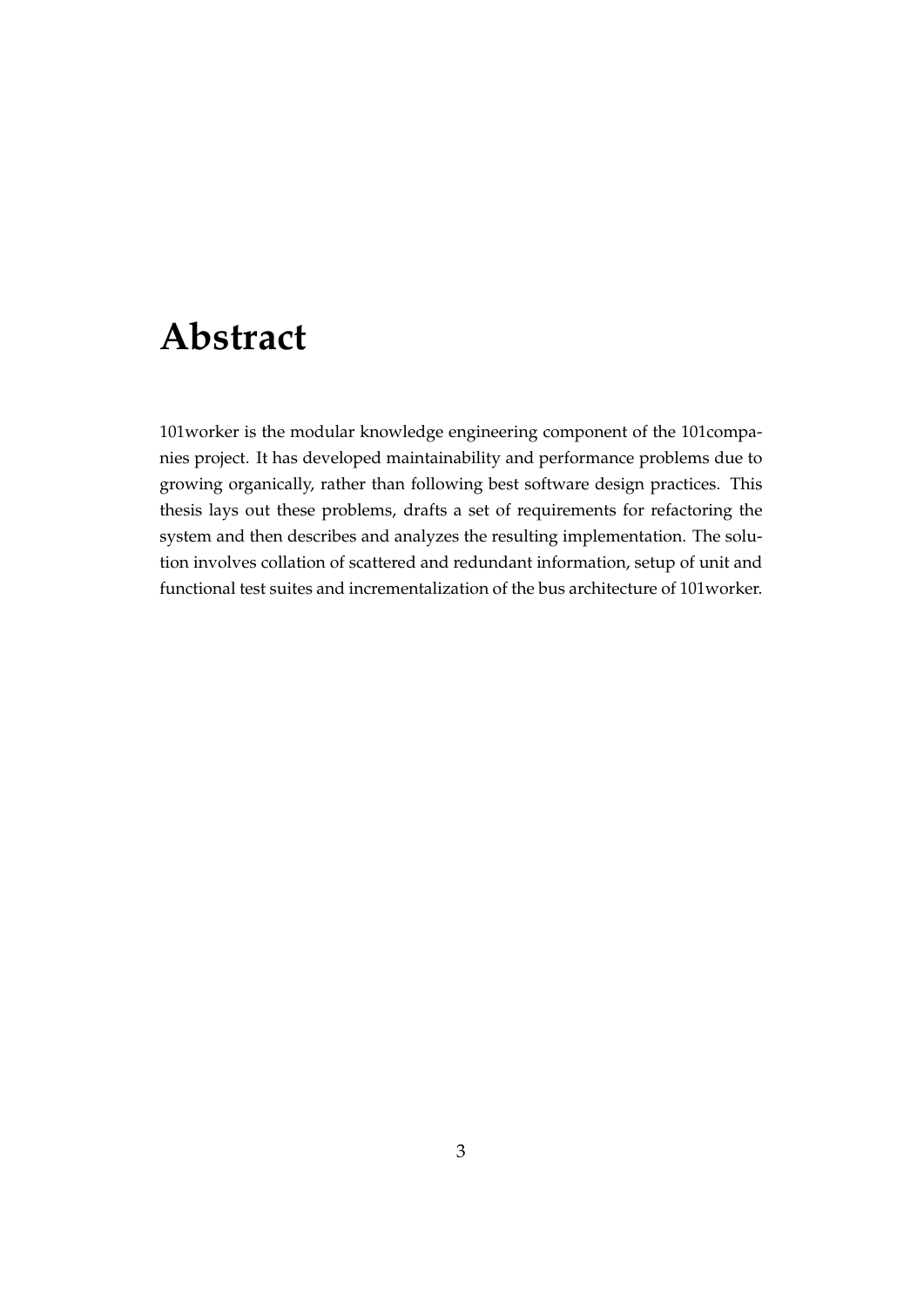# Abstract

101worker is the modular knowledge engineering component of the 101companies project. It has developed maintainability and performance problems due to growing organically, rather than following best software design practices. This thesis lays out these problems, drafts a set of requirements for refactoring the system and then describes and analyzes the resulting implementation. The solution involves collation of scattered and redundant information, setup of unit and functional test suites and incrementalization of the bus architecture of 101worker.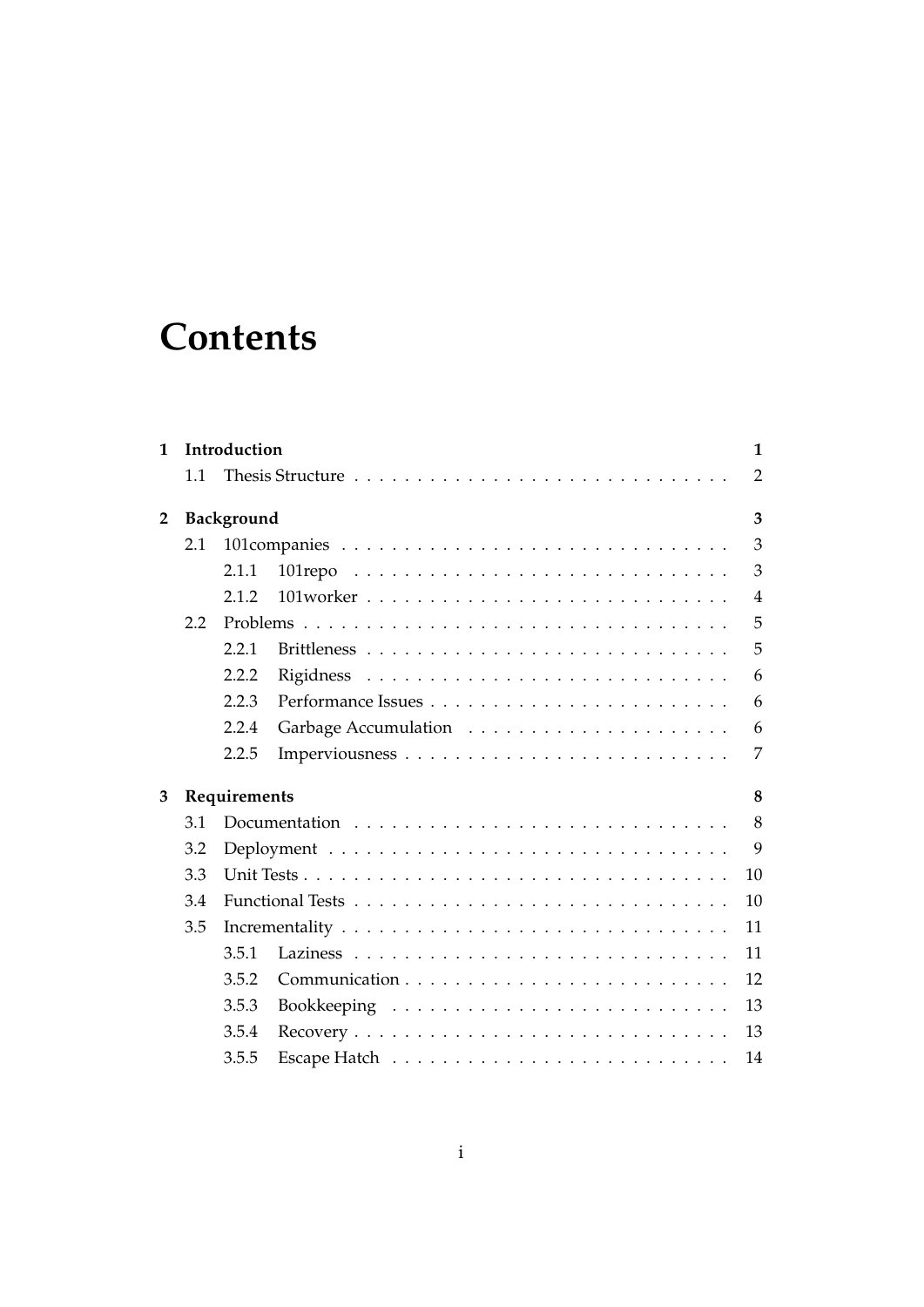# Contents

**1 Introduction** **1**

1.1 Thesis Structure . . . . . . . . . . . . . . . . . . . . . . . . . . . . . . 2

**2 Background** **3**

2.1 101companies . . . . . . . . . . . . . . . . . . . . . . . . . . . . . . . . 3

2.1.1 101repo . . . . . . . . . . . . . . . . . . . . . . . . . . . . . . 3

2.1.2 101worker . . . . . . . . . . . . . . . . . . . . . . . . . . . . . 4

2.2 Problems . . . . . . . . . . . . . . . . . . . . . . . . . . . . . . . . . . 5

2.2.1 Brittleness . . . . . . . . . . . . . . . . . . . . . . . . . . . . . 5

2.2.2 Rigidness . . . . . . . . . . . . . . . . . . . . . . . . . . . . . 6

2.2.3 Performance Issues . . . . . . . . . . . . . . . . . . . . . . . . 6

2.2.4 Garbage Accumulation . . . . . . . . . . . . . . . . . . . . . 6

2.2.5 Imperviousness . . . . . . . . . . . . . . . . . . . . . . . . . . 7

**3 Requirements** **8**

3.1 Documentation . . . . . . . . . . . . . . . . . . . . . . . . . . . . . . 8

3.2 Deployment . . . . . . . . . . . . . . . . . . . . . . . . . . . . . . . . 9

3.3 Unit Tests . . . . . . . . . . . . . . . . . . . . . . . . . . . . . . . . . . 10

3.4 Functional Tests . . . . . . . . . . . . . . . . . . . . . . . . . . . . . . 10

3.5 Incrementality . . . . . . . . . . . . . . . . . . . . . . . . . . . . . . . 11

3.5.1 Laziness . . . . . . . . . . . . . . . . . . . . . . . . . . . . . . 11

3.5.2 Communication . . . . . . . . . . . . . . . . . . . . . . . . . . 12

3.5.3 Bookkeeping . . . . . . . . . . . . . . . . . . . . . . . . . . . 13

3.5.4 Recovery . . . . . . . . . . . . . . . . . . . . . . . . . . . . . . 13

3.5.5 Escape Hatch . . . . . . . . . . . . . . . . . . . . . . . . . . . 14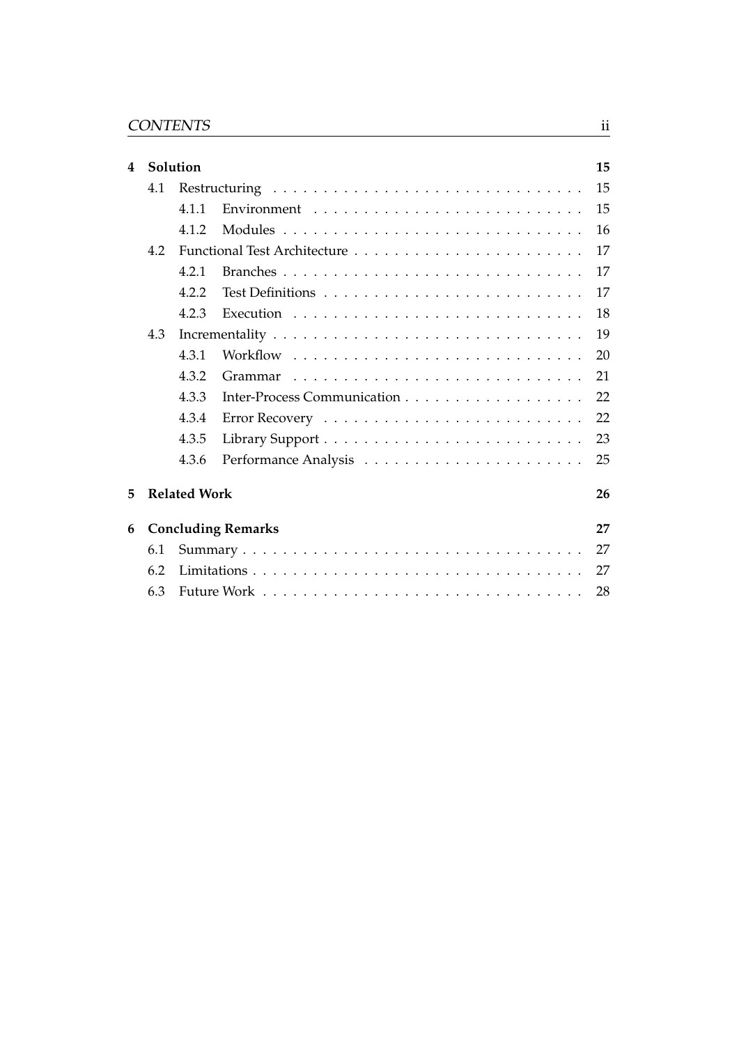| | | | |
|---|---|---|---|
| **4** | **Solution** | | **15** |
| | 4.1 | Restructuring | 15 |
| | | 4.1.1 Environment | 15 |
| | | 4.1.2 Modules | 16 |
| | 4.2 | Functional Test Architecture | 17 |
| | | 4.2.1 Branches | 17 |
| | | 4.2.2 Test Definitions | 17 |
| | | 4.2.3 Execution | 18 |
| | 4.3 | Incrementality | 19 |
| | | 4.3.1 Workflow | 20 |
| | | 4.3.2 Grammar | 21 |
| | | 4.3.3 Inter-Process Communication | 22 |
| | | 4.3.4 Error Recovery | 22 |
| | | 4.3.5 Library Support | 23 |
| | | 4.3.6 Performance Analysis | 25 |
| **5** | **Related Work** | | **26** |
| **6** | **Concluding Remarks** | | **27** |
| | 6.1 | Summary | 27 |
| | 6.2 | Limitations | 27 |
| | 6.3 | Future Work | 28 |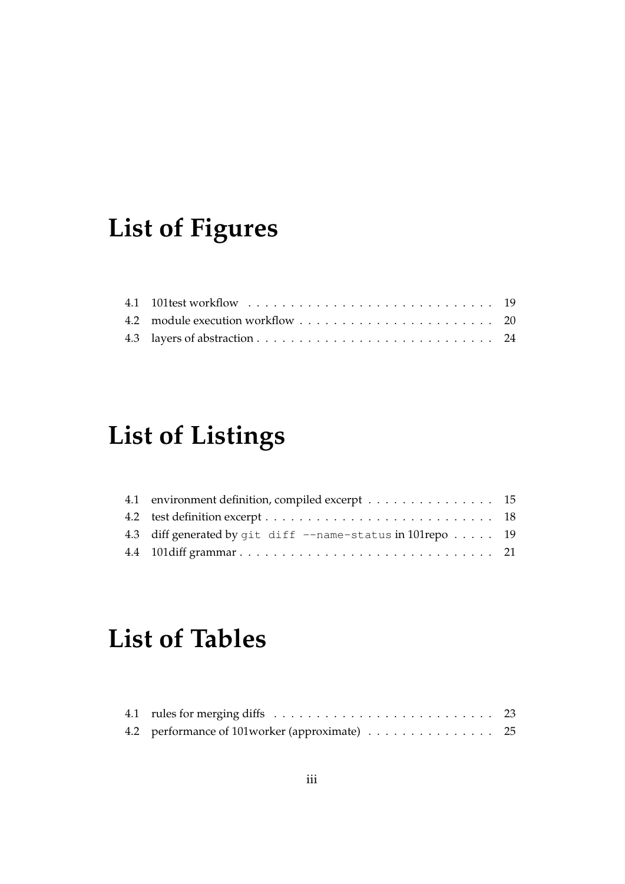# List of Figures

4.1 101test workflow . . . . . . . . . . . . . . . . . . . . . . . . . . . . . 19
4.2 module execution workflow . . . . . . . . . . . . . . . . . . . . . . . 20
4.3 layers of abstraction . . . . . . . . . . . . . . . . . . . . . . . . . . . 24

# List of Listings

4.1 environment definition, compiled excerpt . . . . . . . . . . . . . . . 15
4.2 test definition excerpt . . . . . . . . . . . . . . . . . . . . . . . . . . 18
4.3 diff generated by `git diff --name-status` in 101repo . . . . . 19
4.4 101diff grammar . . . . . . . . . . . . . . . . . . . . . . . . . . . . . 21

# List of Tables

4.1 rules for merging diffs . . . . . . . . . . . . . . . . . . . . . . . . . 23
4.2 performance of 101worker (approximate) . . . . . . . . . . . . . . . 25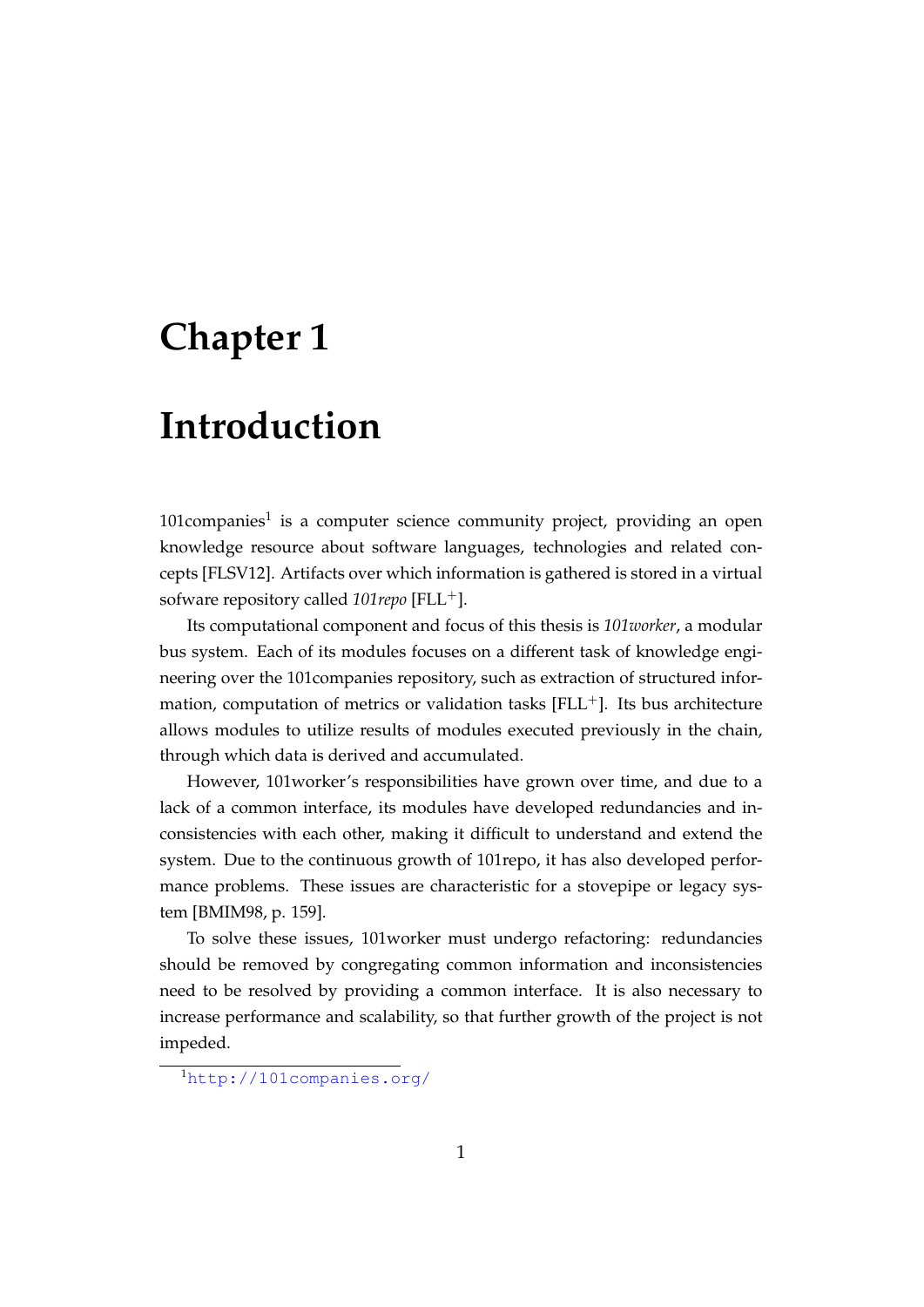# Chapter 1

# Introduction

101companies[1] is a computer science community project, providing an open knowledge resource about software languages, technologies and related concepts [FLSV12]. Artifacts over which information is gathered is stored in a virtual sofware repository called *101repo* [FLL$^+$].

Its computational component and focus of this thesis is *101worker*, a modular bus system. Each of its modules focuses on a different task of knowledge engineering over the 101companies repository, such as extraction of structured information, computation of metrics or validation tasks [FLL$^+$]. Its bus architecture allows modules to utilize results of modules executed previously in the chain, through which data is derived and accumulated.

However, 101worker's responsibilities have grown over time, and due to a lack of a common interface, its modules have developed redundancies and inconsistencies with each other, making it difficult to understand and extend the system. Due to the continuous growth of 101repo, it has also developed performance problems. These issues are characteristic for a stovepipe or legacy system [BMIM98, p. 159].

To solve these issues, 101worker must undergo refactoring: redundancies should be removed by congregating common information and inconsistencies need to be resolved by providing a common interface. It is also necessary to increase performance and scalability, so that further growth of the project is not impeded.

[1] http://101companies.org/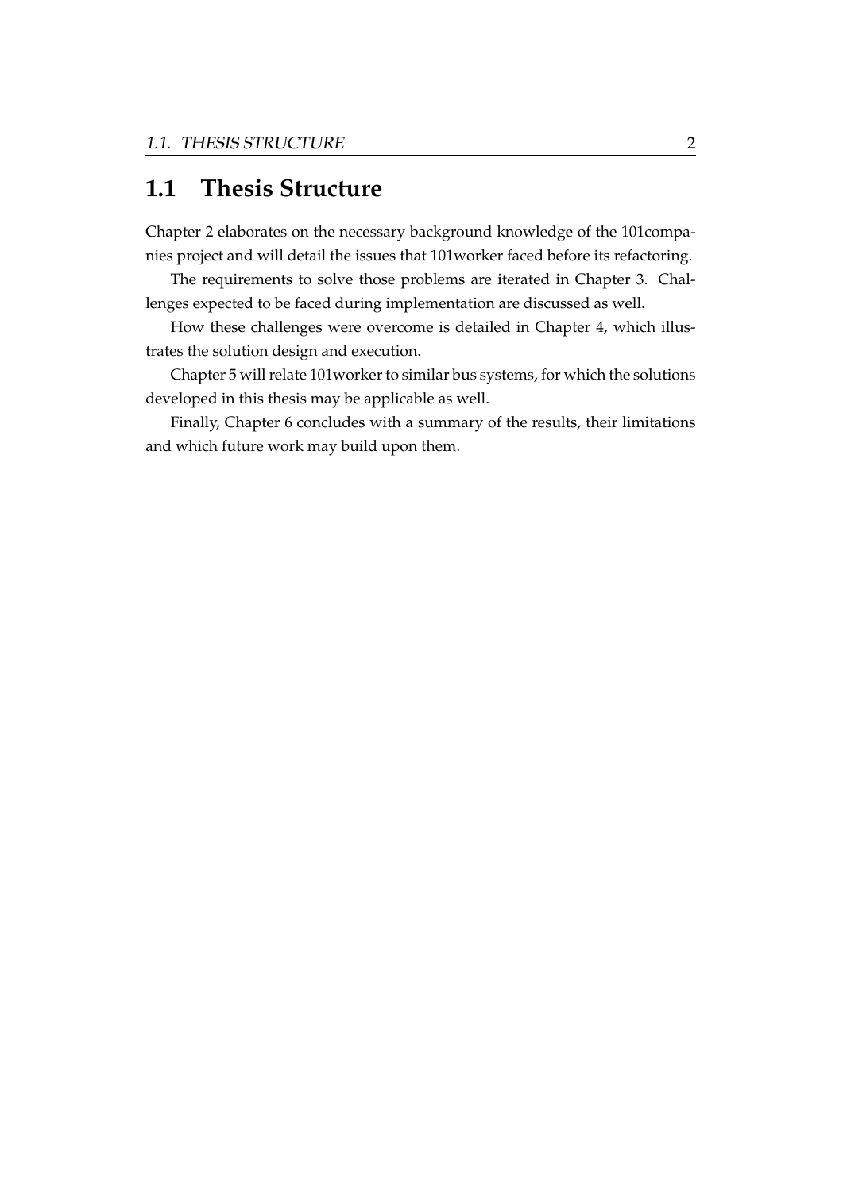## 1.1 Thesis Structure

Chapter 2 elaborates on the necessary background knowledge of the 101companies project and will detail the issues that 101worker faced before its refactoring.

The requirements to solve those problems are iterated in Chapter 3. Challenges expected to be faced during implementation are discussed as well.

How these challenges were overcome is detailed in Chapter 4, which illustrates the solution design and execution.

Chapter 5 will relate 101worker to similar bus systems, for which the solutions developed in this thesis may be applicable as well.

Finally, Chapter 6 concludes with a summary of the results, their limitations and which future work may build upon them.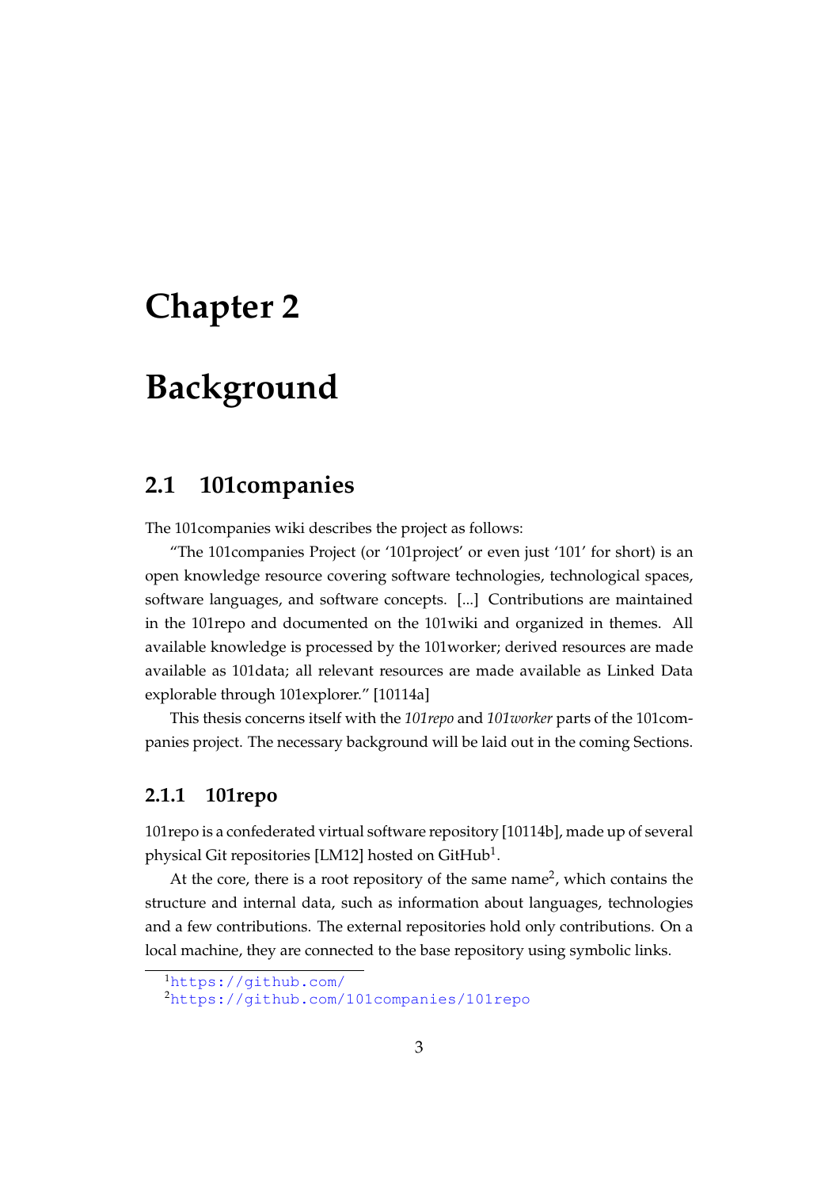# Chapter 2

# Background

## 2.1 101companies

The 101companies wiki describes the project as follows:

"The 101companies Project (or '101project' or even just '101' for short) is an open knowledge resource covering software technologies, technological spaces, software languages, and software concepts. [...] Contributions are maintained in the 101repo and documented on the 101wiki and organized in themes. All available knowledge is processed by the 101worker; derived resources are made available as 101data; all relevant resources are made available as Linked Data explorable through 101explorer." [10114a]

This thesis concerns itself with the *101repo* and *101worker* parts of the 101companies project. The necessary background will be laid out in the coming Sections.

### 2.1.1 101repo

101repo is a confederated virtual software repository [10114b], made up of several physical Git repositories [LM12] hosted on GitHub[1].

At the core, there is a root repository of the same name[2], which contains the structure and internal data, such as information about languages, technologies and a few contributions. The external repositories hold only contributions. On a local machine, they are connected to the base repository using symbolic links.

[1] https://github.com/

[2] https://github.com/101companies/101repo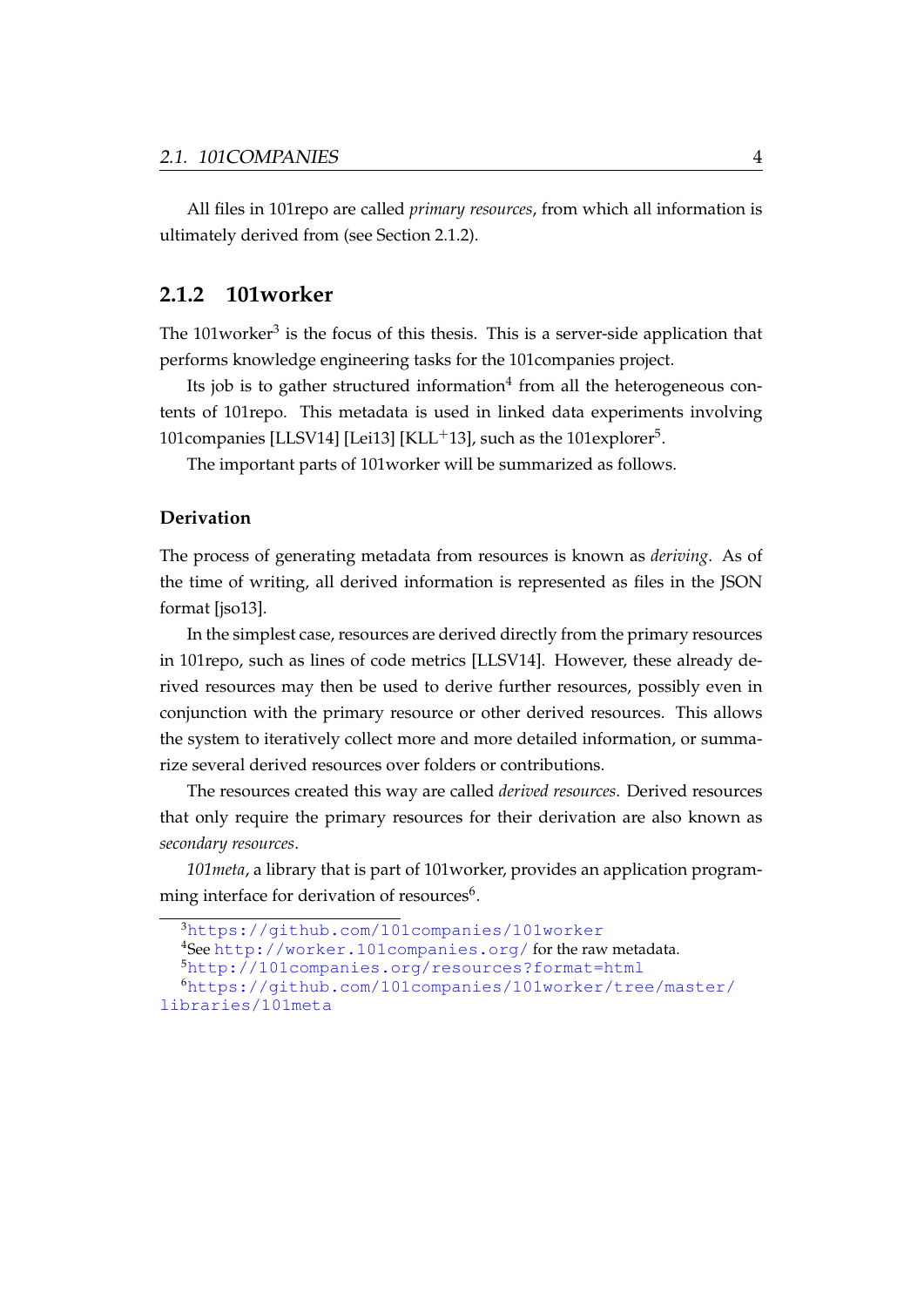All files in 101repo are called *primary resources*, from which all information is ultimately derived from (see Section 2.1.2).

### 2.1.2 101worker

The 101worker[3] is the focus of this thesis. This is a server-side application that performs knowledge engineering tasks for the 101companies project.

Its job is to gather structured information[4] from all the heterogeneous contents of 101repo. This metadata is used in linked data experiments involving 101companies [LLSV14] [Lei13] [KLL$^+$13], such as the 101explorer[5].

The important parts of 101worker will be summarized as follows.

#### Derivation

The process of generating metadata from resources is known as *deriving*. As of the time of writing, all derived information is represented as files in the JSON format [jso13].

In the simplest case, resources are derived directly from the primary resources in 101repo, such as lines of code metrics [LLSV14]. However, these already derived resources may then be used to derive further resources, possibly even in conjunction with the primary resource or other derived resources. This allows the system to iteratively collect more and more detailed information, or summarize several derived resources over folders or contributions.

The resources created this way are called *derived resources*. Derived resources that only require the primary resources for their derivation are also known as *secondary resources*.

*101meta*, a library that is part of 101worker, provides an application programming interface for derivation of resources[6].

---

[3] https://github.com/101companies/101worker

[4] See http://worker.101companies.org/ for the raw metadata.

[5] http://101companies.org/resources?format=html

[6] https://github.com/101companies/101worker/tree/master/libraries/101meta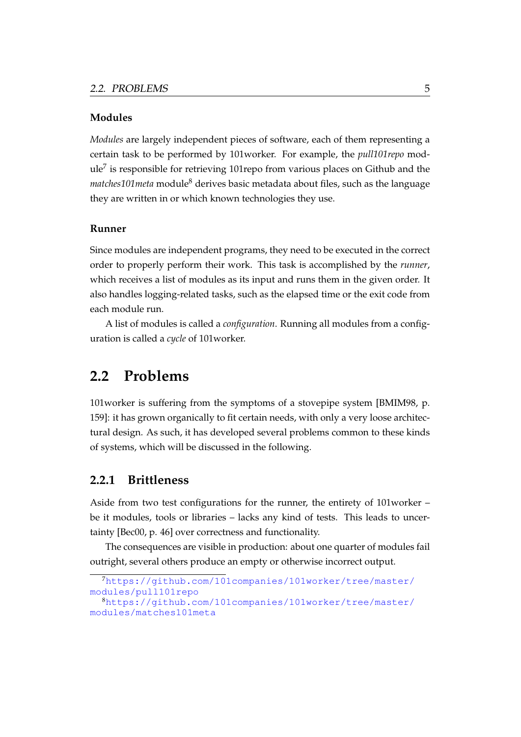#### Modules

*Modules* are largely independent pieces of software, each of them representing a certain task to be performed by 101worker. For example, the *pull101repo* module[7] is responsible for retrieving 101repo from various places on Github and the *matches101meta* module[8] derives basic metadata about files, such as the language they are written in or which known technologies they use.

#### Runner

Since modules are independent programs, they need to be executed in the correct order to properly perform their work. This task is accomplished by the *runner*, which receives a list of modules as its input and runs them in the given order. It also handles logging-related tasks, such as the elapsed time or the exit code from each module run.

A list of modules is called a *configuration*. Running all modules from a configuration is called a *cycle* of 101worker.

## 2.2 Problems

101worker is suffering from the symptoms of a stovepipe system [BMIM98, p. 159]: it has grown organically to fit certain needs, with only a very loose architectural design. As such, it has developed several problems common to these kinds of systems, which will be discussed in the following.

### 2.2.1 Brittleness

Aside from two test configurations for the runner, the entirety of 101worker – be it modules, tools or libraries – lacks any kind of tests. This leads to uncertainty [Bec00, p. 46] over correctness and functionality.

The consequences are visible in production: about one quarter of modules fail outright, several others produce an empty or otherwise incorrect output.

[7] https://github.com/101companies/101worker/tree/master/modules/pull101repo

[8] https://github.com/101companies/101worker/tree/master/modules/matches101meta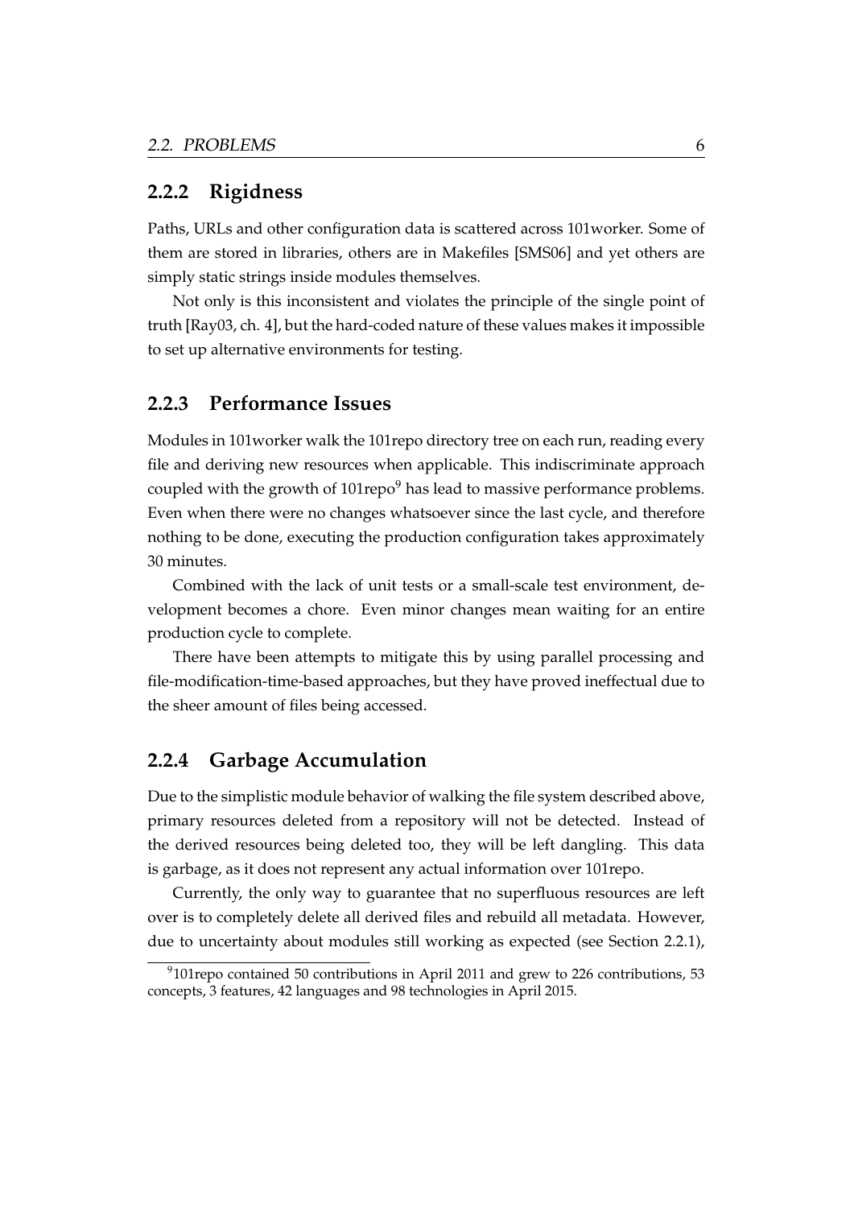### 2.2.2 Rigidness

Paths, URLs and other configuration data is scattered across 101worker. Some of them are stored in libraries, others are in Makefiles [SMS06] and yet others are simply static strings inside modules themselves.

Not only is this inconsistent and violates the principle of the single point of truth [Ray03, ch. 4], but the hard-coded nature of these values makes it impossible to set up alternative environments for testing.

### 2.2.3 Performance Issues

Modules in 101worker walk the 101repo directory tree on each run, reading every file and deriving new resources when applicable. This indiscriminate approach coupled with the growth of 101repo[9] has lead to massive performance problems. Even when there were no changes whatsoever since the last cycle, and therefore nothing to be done, executing the production configuration takes approximately 30 minutes.

Combined with the lack of unit tests or a small-scale test environment, development becomes a chore. Even minor changes mean waiting for an entire production cycle to complete.

There have been attempts to mitigate this by using parallel processing and file-modification-time-based approaches, but they have proved ineffectual due to the sheer amount of files being accessed.

### 2.2.4 Garbage Accumulation

Due to the simplistic module behavior of walking the file system described above, primary resources deleted from a repository will not be detected. Instead of the derived resources being deleted too, they will be left dangling. This data is garbage, as it does not represent any actual information over 101repo.

Currently, the only way to guarantee that no superfluous resources are left over is to completely delete all derived files and rebuild all metadata. However, due to uncertainty about modules still working as expected (see Section 2.2.1),

[9] 101repo contained 50 contributions in April 2011 and grew to 226 contributions, 53 concepts, 3 features, 42 languages and 98 technologies in April 2015.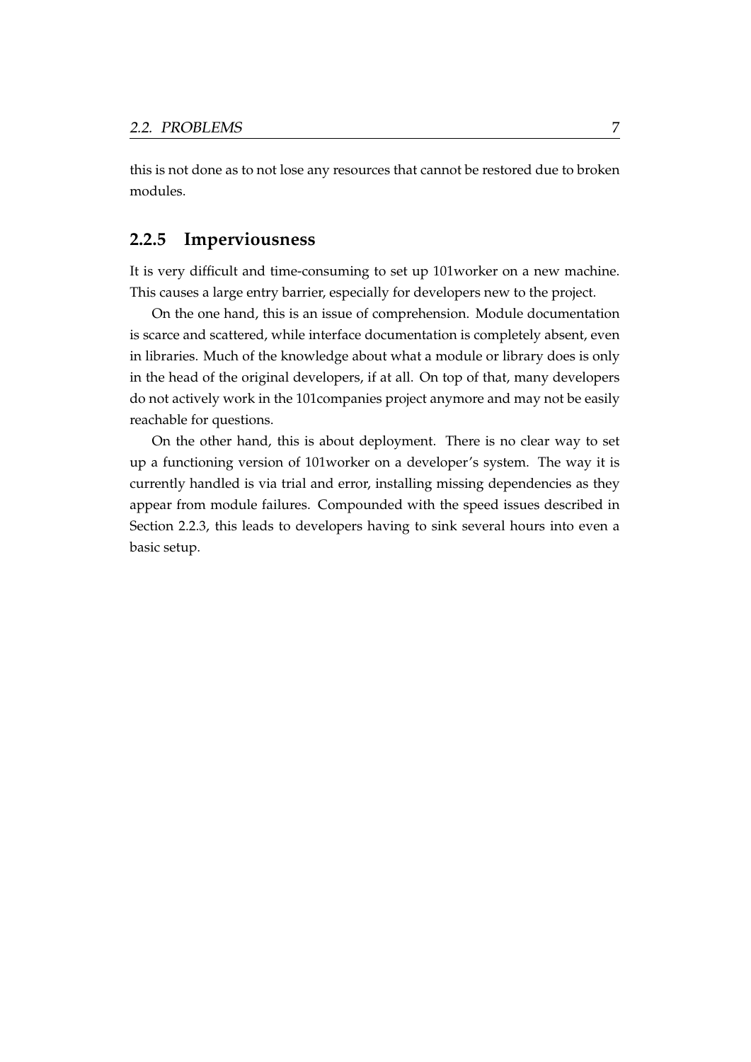this is not done as to not lose any resources that cannot be restored due to broken modules.

### 2.2.5 Imperviousness

It is very difficult and time-consuming to set up 101worker on a new machine. This causes a large entry barrier, especially for developers new to the project.

On the one hand, this is an issue of comprehension. Module documentation is scarce and scattered, while interface documentation is completely absent, even in libraries. Much of the knowledge about what a module or library does is only in the head of the original developers, if at all. On top of that, many developers do not actively work in the 101companies project anymore and may not be easily reachable for questions.

On the other hand, this is about deployment. There is no clear way to set up a functioning version of 101worker on a developer's system. The way it is currently handled is via trial and error, installing missing dependencies as they appear from module failures. Compounded with the speed issues described in Section 2.2.3, this leads to developers having to sink several hours into even a basic setup.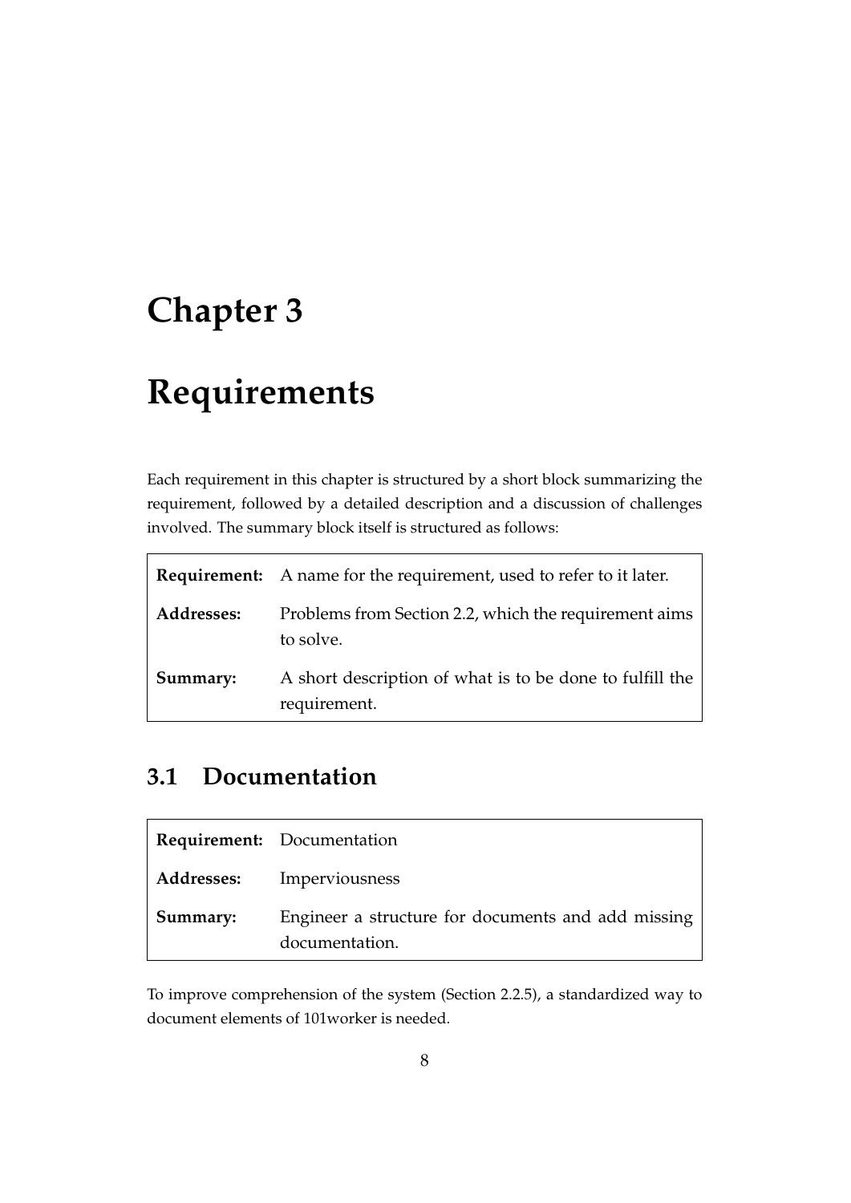# Chapter 3

# Requirements

Each requirement in this chapter is structured by a short block summarizing the requirement, followed by a detailed description and a discussion of challenges involved. The summary block itself is structured as follows:

| | |
|---|---|
| **Requirement:** | A name for the requirement, used to refer to it later. |
| **Addresses:** | Problems from Section 2.2, which the requirement aims to solve. |
| **Summary:** | A short description of what is to be done to fulfill the requirement. |

## 3.1 Documentation

| | |
|---|---|
| **Requirement:** | Documentation |
| **Addresses:** | Imperviousness |
| **Summary:** | Engineer a structure for documents and add missing documentation. |

To improve comprehension of the system (Section 2.2.5), a standardized way to document elements of 101worker is needed.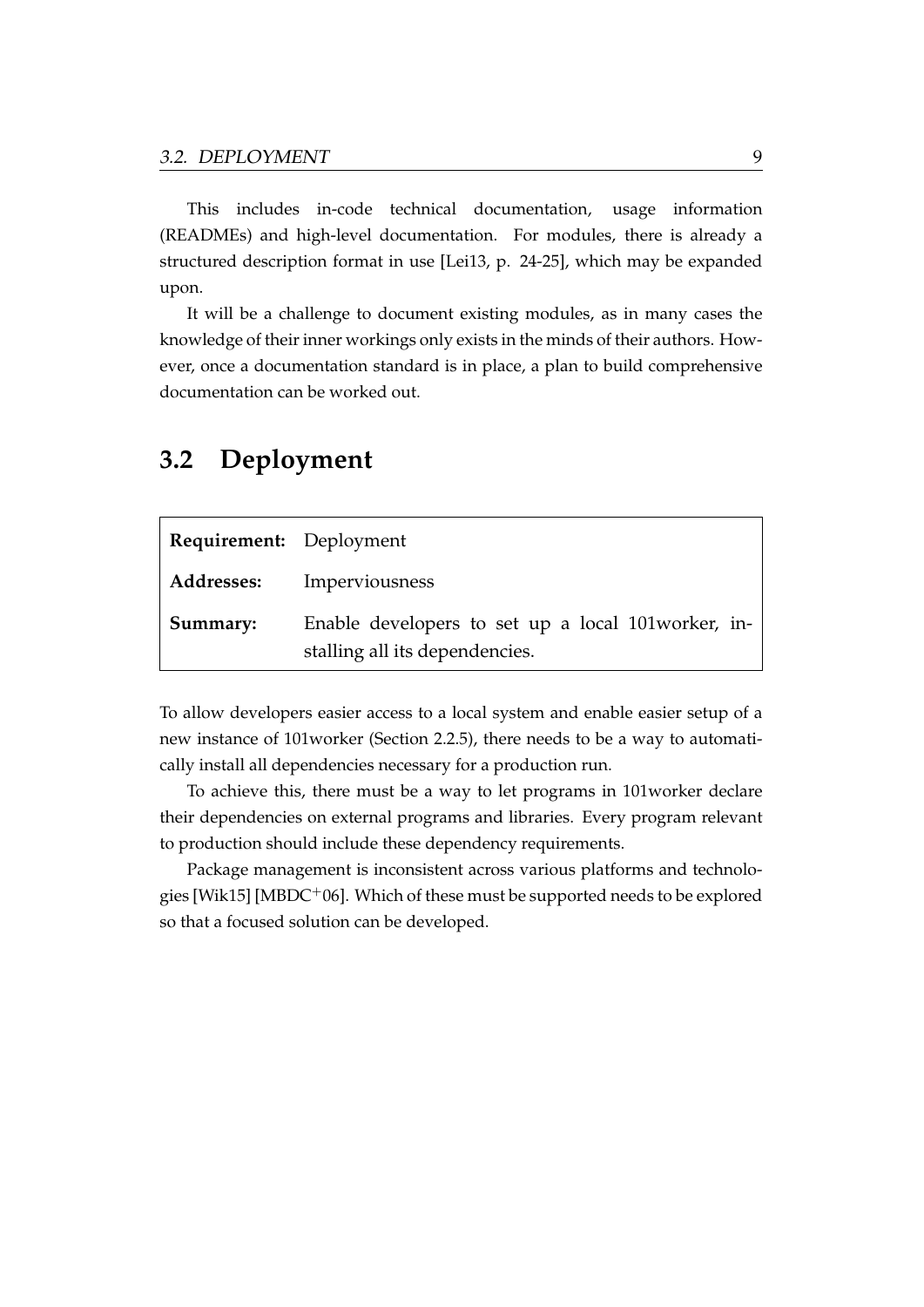This includes in-code technical documentation, usage information (READMEs) and high-level documentation. For modules, there is already a structured description format in use [Lei13, p. 24-25], which may be expanded upon.

It will be a challenge to document existing modules, as in many cases the knowledge of their inner workings only exists in the minds of their authors. However, once a documentation standard is in place, a plan to build comprehensive documentation can be worked out.

## 3.2 Deployment

| | |
|---|---|
| **Requirement:** | Deployment |
| **Addresses:** | Imperviousness |
| **Summary:** | Enable developers to set up a local 101worker, installing all its dependencies. |

To allow developers easier access to a local system and enable easier setup of a new instance of 101worker (Section 2.2.5), there needs to be a way to automatically install all dependencies necessary for a production run.

To achieve this, there must be a way to let programs in 101worker declare their dependencies on external programs and libraries. Every program relevant to production should include these dependency requirements.

Package management is inconsistent across various platforms and technologies [Wik15] [MBDC+06]. Which of these must be supported needs to be explored so that a focused solution can be developed.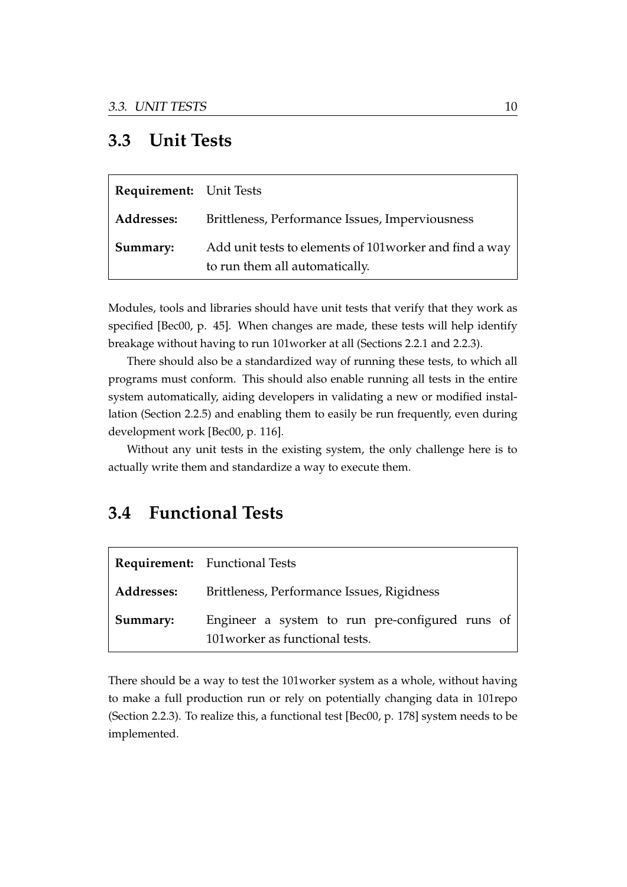## 3.3 Unit Tests

| | |
|---|---|
| **Requirement:** | Unit Tests |
| **Addresses:** | Brittleness, Performance Issues, Imperviousness |
| **Summary:** | Add unit tests to elements of 101worker and find a way to run them all automatically. |

Modules, tools and libraries should have unit tests that verify that they work as specified [Bec00, p. 45]. When changes are made, these tests will help identify breakage without having to run 101worker at all (Sections 2.2.1 and 2.2.3).

There should also be a standardized way of running these tests, to which all programs must conform. This should also enable running all tests in the entire system automatically, aiding developers in validating a new or modified installation (Section 2.2.5) and enabling them to easily be run frequently, even during development work [Bec00, p. 116].

Without any unit tests in the existing system, the only challenge here is to actually write them and standardize a way to execute them.

## 3.4 Functional Tests

| | |
|---|---|
| **Requirement:** | Functional Tests |
| **Addresses:** | Brittleness, Performance Issues, Rigidness |
| **Summary:** | Engineer a system to run pre-configured runs of 101worker as functional tests. |

There should be a way to test the 101worker system as a whole, without having to make a full production run or rely on potentially changing data in 101repo (Section 2.2.3). To realize this, a functional test [Bec00, p. 178] system needs to be implemented.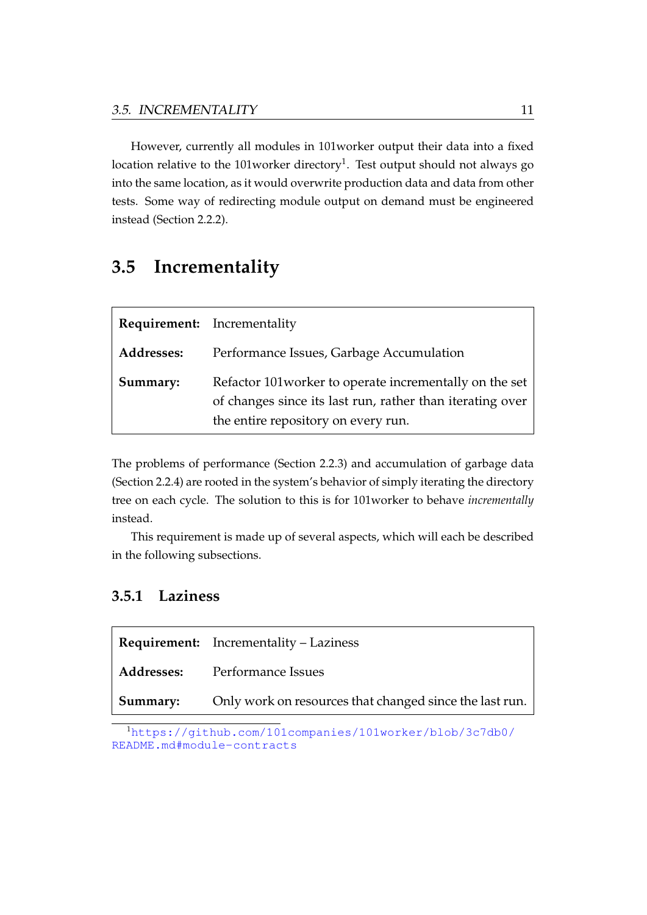However, currently all modules in 101worker output their data into a fixed location relative to the 101worker directory[1]. Test output should not always go into the same location, as it would overwrite production data and data from other tests. Some way of redirecting module output on demand must be engineered instead (Section 2.2.2).

## 3.5 Incrementality

| | |
|---|---|
| **Requirement:** | Incrementality |
| **Addresses:** | Performance Issues, Garbage Accumulation |
| **Summary:** | Refactor 101worker to operate incrementally on the set of changes since its last run, rather than iterating over the entire repository on every run. |

The problems of performance (Section 2.2.3) and accumulation of garbage data (Section 2.2.4) are rooted in the system's behavior of simply iterating the directory tree on each cycle. The solution to this is for 101worker to behave *incrementally* instead.

This requirement is made up of several aspects, which will each be described in the following subsections.

### 3.5.1 Laziness

| | |
|---|---|
| **Requirement:** | Incrementality – Laziness |
| **Addresses:** | Performance Issues |
| **Summary:** | Only work on resources that changed since the last run. |

[1] https://github.com/101companies/101worker/blob/3c7db0/README.md#module-contracts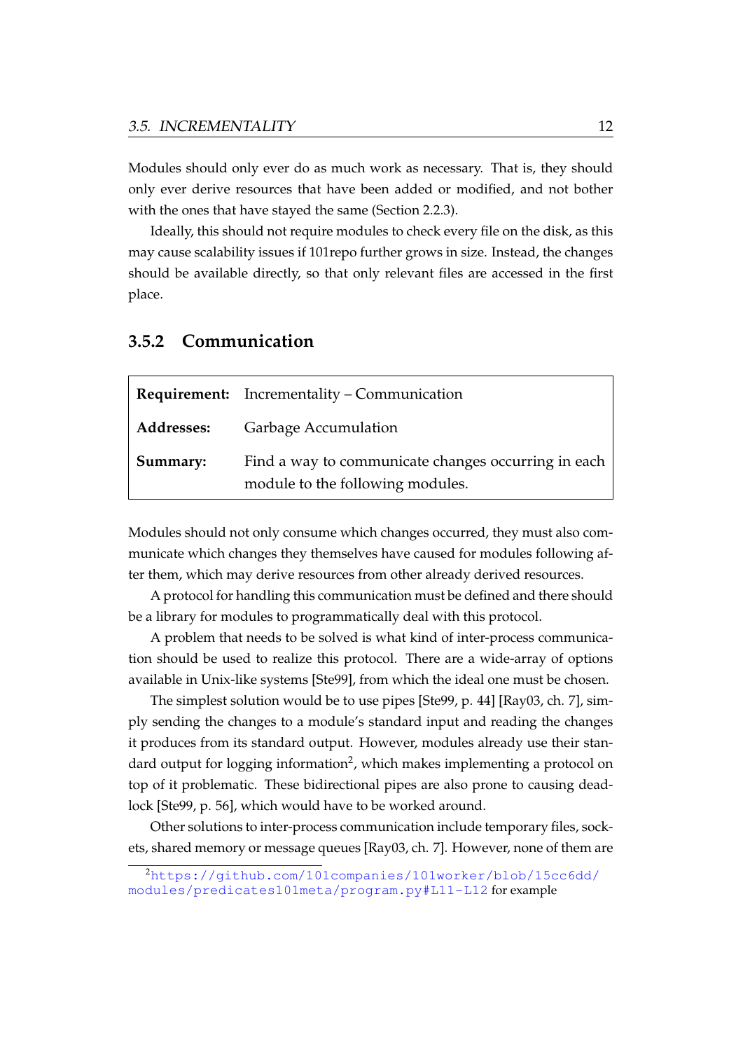Modules should only ever do as much work as necessary. That is, they should only ever derive resources that have been added or modified, and not bother with the ones that have stayed the same (Section 2.2.3).

Ideally, this should not require modules to check every file on the disk, as this may cause scalability issues if 101repo further grows in size. Instead, the changes should be available directly, so that only relevant files are accessed in the first place.

### 3.5.2 Communication

| | |
|---|---|
| **Requirement:** | Incrementality – Communication |
| **Addresses:** | Garbage Accumulation |
| **Summary:** | Find a way to communicate changes occurring in each module to the following modules. |

Modules should not only consume which changes occurred, they must also communicate which changes they themselves have caused for modules following after them, which may derive resources from other already derived resources.

A protocol for handling this communication must be defined and there should be a library for modules to programmatically deal with this protocol.

A problem that needs to be solved is what kind of inter-process communication should be used to realize this protocol. There are a wide-array of options available in Unix-like systems [Ste99], from which the ideal one must be chosen.

The simplest solution would be to use pipes [Ste99, p. 44] [Ray03, ch. 7], simply sending the changes to a module's standard input and reading the changes it produces from its standard output. However, modules already use their standard output for logging information[2], which makes implementing a protocol on top of it problematic. These bidirectional pipes are also prone to causing deadlock [Ste99, p. 56], which would have to be worked around.

Other solutions to inter-process communication include temporary files, sockets, shared memory or message queues [Ray03, ch. 7]. However, none of them are

[2] https://github.com/101companies/101worker/blob/15cc6dd/modules/predicates101meta/program.py#L11-L12 for example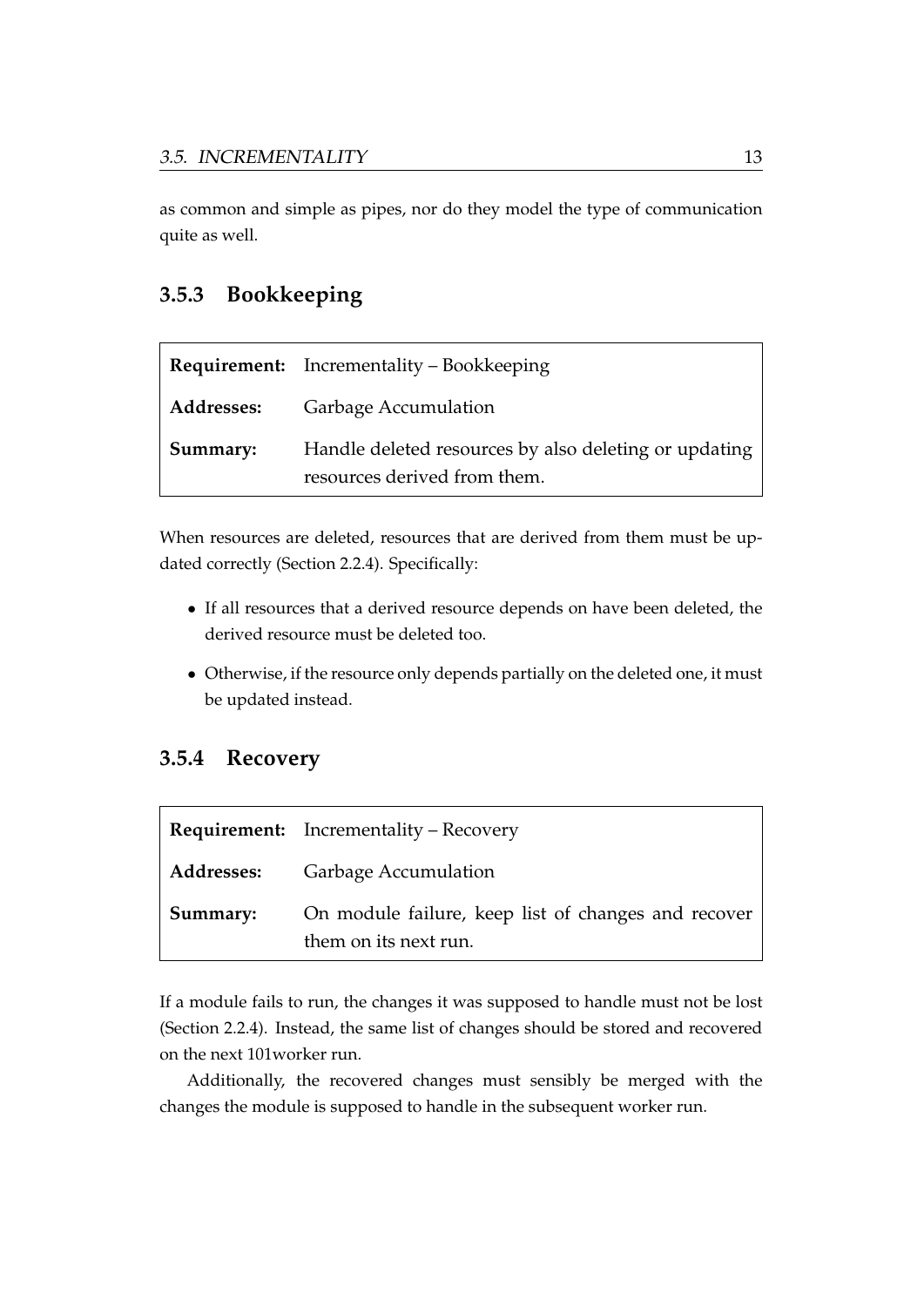as common and simple as pipes, nor do they model the type of communication quite as well.

### 3.5.3 Bookkeeping

| **Requirement:** | Incrementality – Bookkeeping |
|---|---|
| **Addresses:** | Garbage Accumulation |
| **Summary:** | Handle deleted resources by also deleting or updating resources derived from them. |

When resources are deleted, resources that are derived from them must be updated correctly (Section 2.2.4). Specifically:

- If all resources that a derived resource depends on have been deleted, the derived resource must be deleted too.
- Otherwise, if the resource only depends partially on the deleted one, it must be updated instead.

### 3.5.4 Recovery

| **Requirement:** | Incrementality – Recovery |
|---|---|
| **Addresses:** | Garbage Accumulation |
| **Summary:** | On module failure, keep list of changes and recover them on its next run. |

If a module fails to run, the changes it was supposed to handle must not be lost (Section 2.2.4). Instead, the same list of changes should be stored and recovered on the next 101worker run.

Additionally, the recovered changes must sensibly be merged with the changes the module is supposed to handle in the subsequent worker run.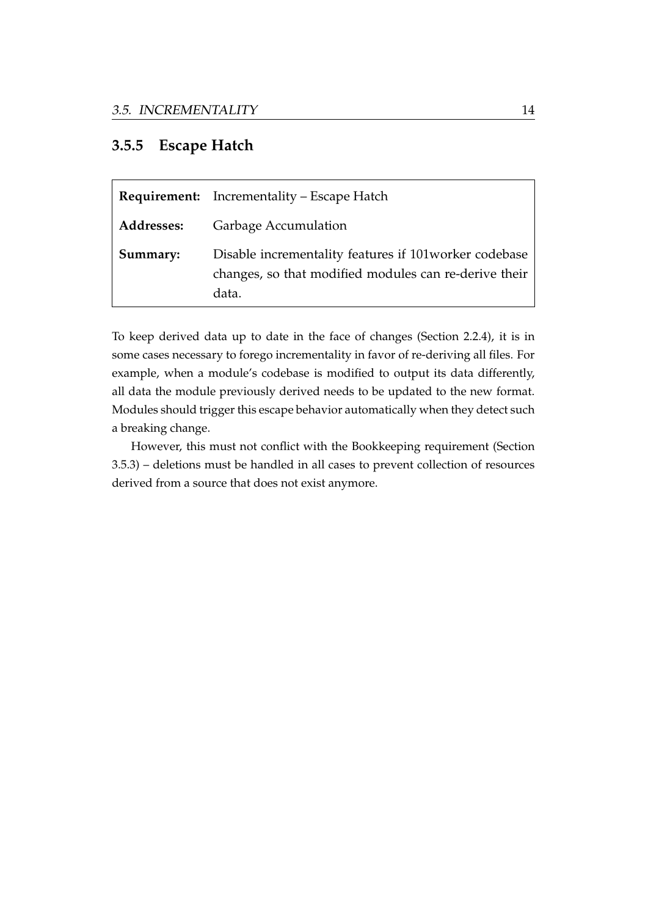### 3.5.5 Escape Hatch

| | |
|---|---|
| **Requirement:** | Incrementality – Escape Hatch |
| **Addresses:** | Garbage Accumulation |
| **Summary:** | Disable incrementality features if 101worker codebase changes, so that modified modules can re-derive their data. |

To keep derived data up to date in the face of changes (Section 2.2.4), it is in some cases necessary to forego incrementality in favor of re-deriving all files. For example, when a module's codebase is modified to output its data differently, all data the module previously derived needs to be updated to the new format. Modules should trigger this escape behavior automatically when they detect such a breaking change.

However, this must not conflict with the Bookkeeping requirement (Section 3.5.3) – deletions must be handled in all cases to prevent collection of resources derived from a source that does not exist anymore.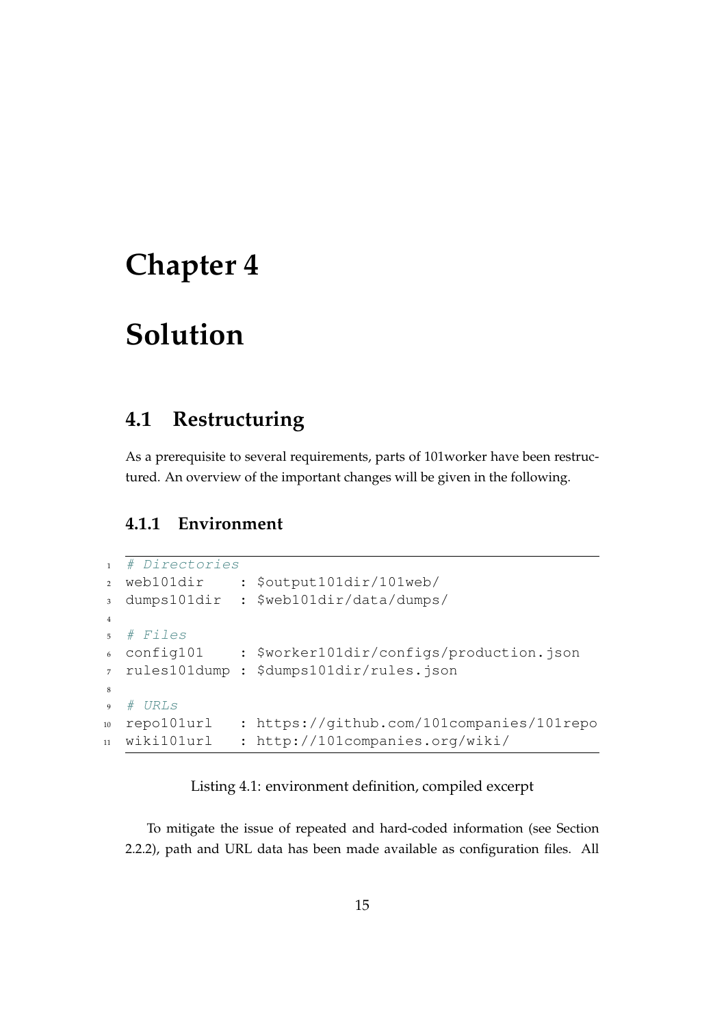# Chapter 4

# Solution

## 4.1 Restructuring

As a prerequisite to several requirements, parts of 101worker have been restructured. An overview of the important changes will be given in the following.

### 4.1.1 Environment

```
# Directories
web101dir    : $output101dir/101web/
dumps101dir  : $web101dir/data/dumps/

# Files
config101    : $worker101dir/configs/production.json
rules101dump : $dumps101dir/rules.json

# URLs
repo101url   : https://github.com/101companies/101repo
wiki101url   : http://101companies.org/wiki/
```

Listing 4.1: environment definition, compiled excerpt

To mitigate the issue of repeated and hard-coded information (see Section 2.2.2), path and URL data has been made available as configuration files. All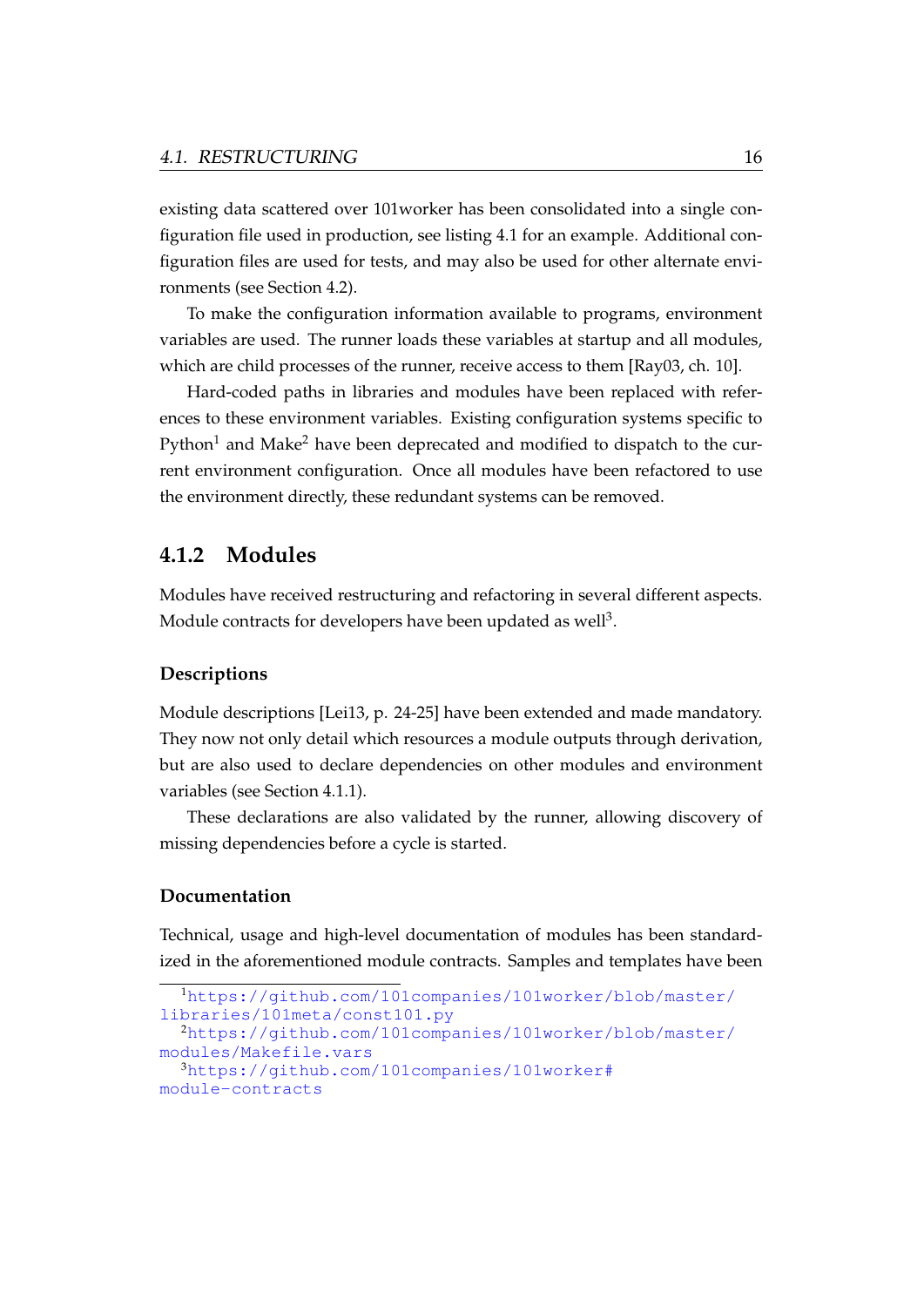existing data scattered over 101worker has been consolidated into a single configuration file used in production, see listing 4.1 for an example. Additional configuration files are used for tests, and may also be used for other alternate environments (see Section 4.2).

To make the configuration information available to programs, environment variables are used. The runner loads these variables at startup and all modules, which are child processes of the runner, receive access to them [Ray03, ch. 10].

Hard-coded paths in libraries and modules have been replaced with references to these environment variables. Existing configuration systems specific to Python[1] and Make[2] have been deprecated and modified to dispatch to the current environment configuration. Once all modules have been refactored to use the environment directly, these redundant systems can be removed.

### 4.1.2 Modules

Modules have received restructuring and refactoring in several different aspects. Module contracts for developers have been updated as well[3].

#### Descriptions

Module descriptions [Lei13, p. 24-25] have been extended and made mandatory. They now not only detail which resources a module outputs through derivation, but are also used to declare dependencies on other modules and environment variables (see Section 4.1.1).

These declarations are also validated by the runner, allowing discovery of missing dependencies before a cycle is started.

#### Documentation

Technical, usage and high-level documentation of modules has been standardized in the aforementioned module contracts. Samples and templates have been

---

[1] https://github.com/101companies/101worker/blob/master/libraries/101meta/const101.py

[2] https://github.com/101companies/101worker/blob/master/modules/Makefile.vars

[3] https://github.com/101companies/101worker#module-contracts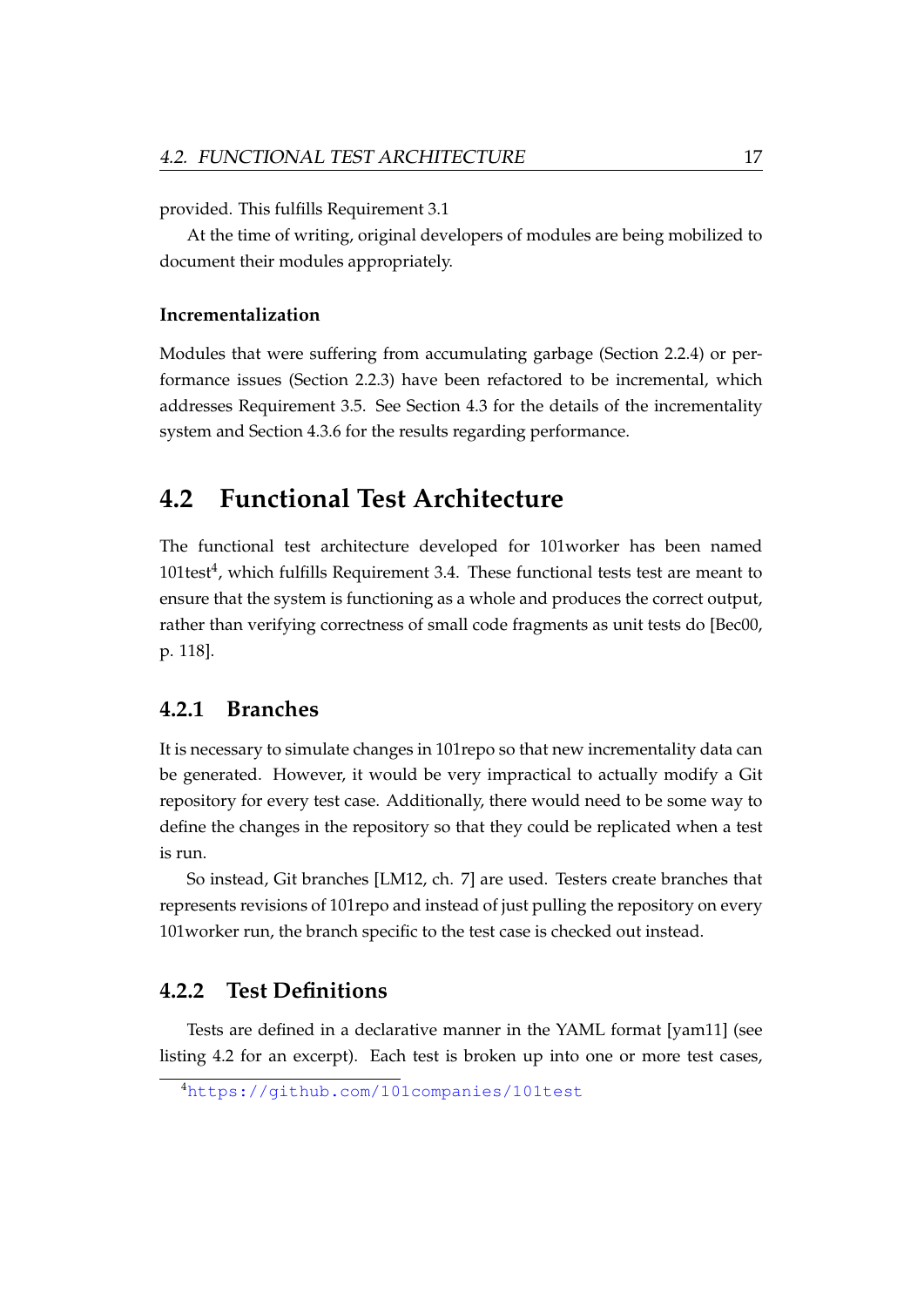provided. This fulfills Requirement 3.1

At the time of writing, original developers of modules are being mobilized to document their modules appropriately.

#### Incrementalization

Modules that were suffering from accumulating garbage (Section 2.2.4) or performance issues (Section 2.2.3) have been refactored to be incremental, which addresses Requirement 3.5. See Section 4.3 for the details of the incrementality system and Section 4.3.6 for the results regarding performance.

## 4.2 Functional Test Architecture

The functional test architecture developed for 101worker has been named 101test[4], which fulfills Requirement 3.4. These functional tests test are meant to ensure that the system is functioning as a whole and produces the correct output, rather than verifying correctness of small code fragments as unit tests do [Bec00, p. 118].

### 4.2.1 Branches

It is necessary to simulate changes in 101repo so that new incrementality data can be generated. However, it would be very impractical to actually modify a Git repository for every test case. Additionally, there would need to be some way to define the changes in the repository so that they could be replicated when a test is run.

So instead, Git branches [LM12, ch. 7] are used. Testers create branches that represents revisions of 101repo and instead of just pulling the repository on every 101worker run, the branch specific to the test case is checked out instead.

### 4.2.2 Test Definitions

Tests are defined in a declarative manner in the YAML format [yam11] (see listing 4.2 for an excerpt). Each test is broken up into one or more test cases,

[4] https://github.com/101companies/101test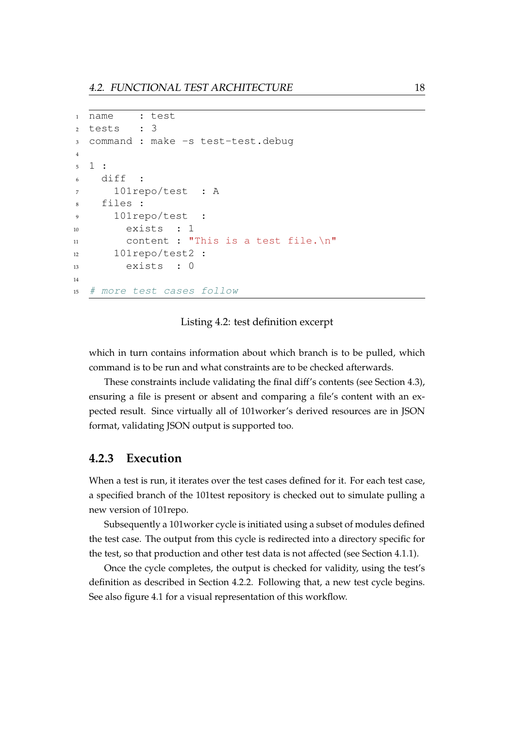```
name    : test
tests   : 3
command : make -s test-test.debug

1 :
  diff  :
    101repo/test  : A
  files :
    101repo/test  :
      exists  : 1
      content : "This is a test file.\n"
    101repo/test2 :
      exists  : 0

# more test cases follow
```

Listing 4.2: test definition excerpt

which in turn contains information about which branch is to be pulled, which command is to be run and what constraints are to be checked afterwards.

These constraints include validating the final diff's contents (see Section 4.3), ensuring a file is present or absent and comparing a file's content with an expected result. Since virtually all of 101worker's derived resources are in JSON format, validating JSON output is supported too.

### 4.2.3 Execution

When a test is run, it iterates over the test cases defined for it. For each test case, a specified branch of the 101test repository is checked out to simulate pulling a new version of 101repo.

Subsequently a 101worker cycle is initiated using a subset of modules defined the test case. The output from this cycle is redirected into a directory specific for the test, so that production and other test data is not affected (see Section 4.1.1).

Once the cycle completes, the output is checked for validity, using the test's definition as described in Section 4.2.2. Following that, a new test cycle begins. See also figure 4.1 for a visual representation of this workflow.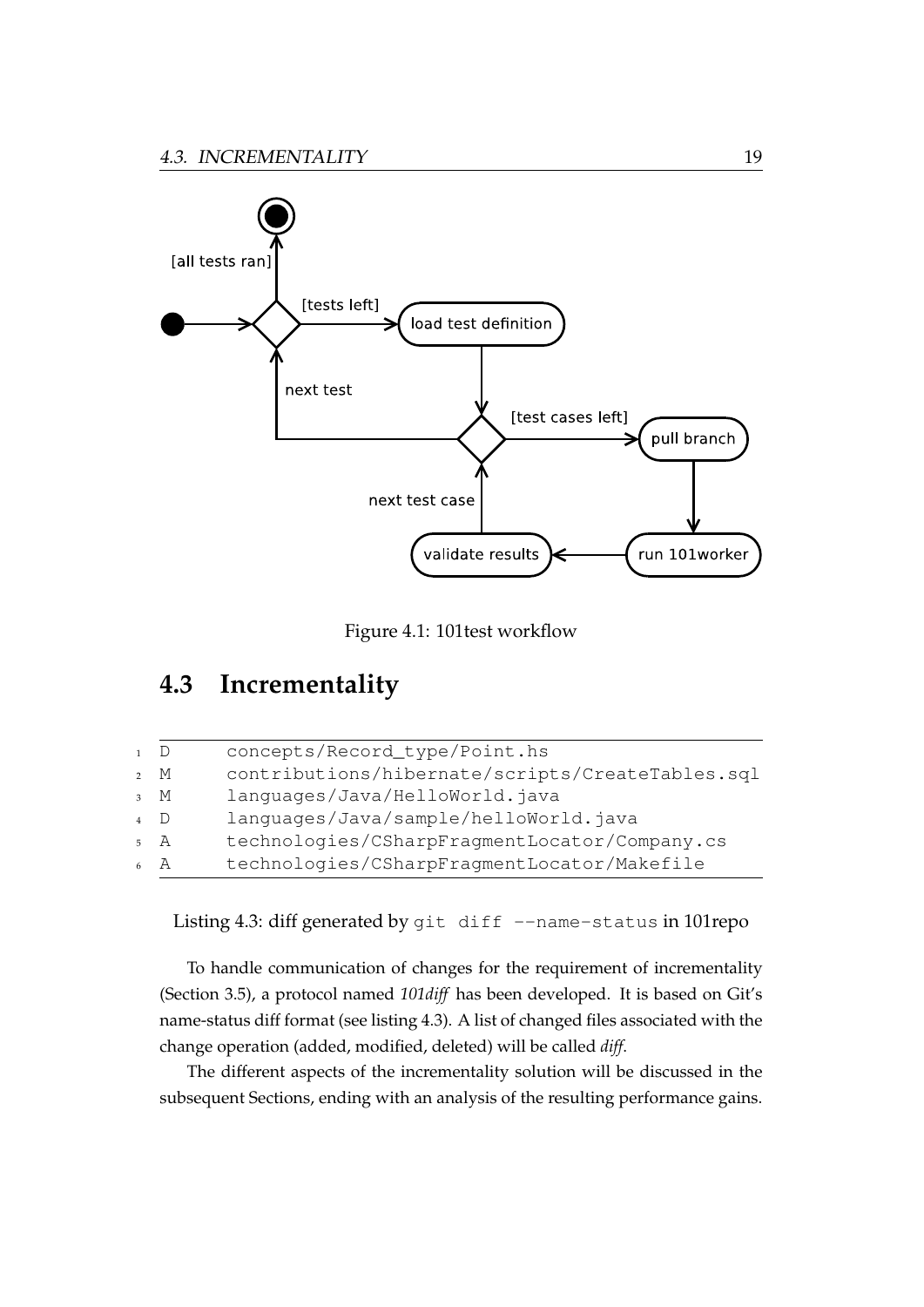Figure 4.1: 101test workflow

## 4.3 Incrementality

```
D       concepts/Record_type/Point.hs
M       contributions/hibernate/scripts/CreateTables.sql
M       languages/Java/HelloWorld.java
D       languages/Java/sample/helloWorld.java
A       technologies/CSharpFragmentLocator/Company.cs
A       technologies/CSharpFragmentLocator/Makefile
```

Listing 4.3: diff generated by `git diff --name-status` in 101repo

To handle communication of changes for the requirement of incrementality (Section 3.5), a protocol named *101diff* has been developed. It is based on Git's name-status diff format (see listing 4.3). A list of changed files associated with the change operation (added, modified, deleted) will be called *diff*.

The different aspects of the incrementality solution will be discussed in the subsequent Sections, ending with an analysis of the resulting performance gains.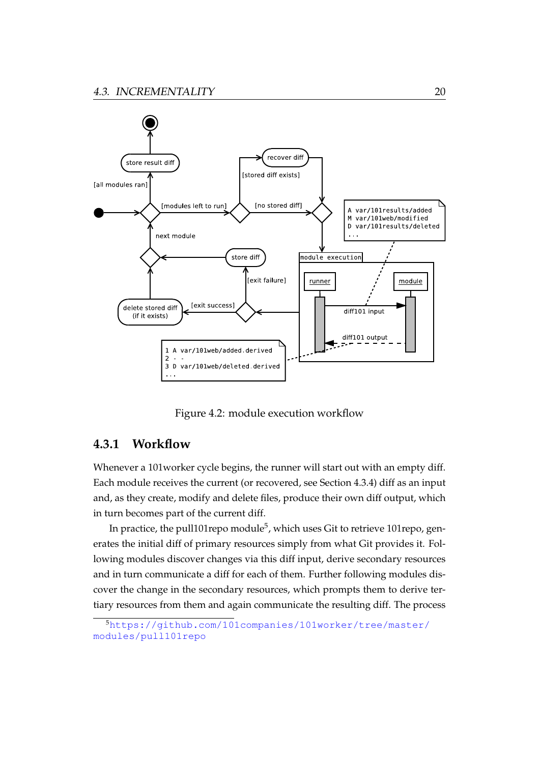Figure 4.2: module execution workflow

### 4.3.1 Workflow

Whenever a 101worker cycle begins, the runner will start out with an empty diff. Each module receives the current (or recovered, see Section 4.3.4) diff as an input and, as they create, modify and delete files, produce their own diff output, which in turn becomes part of the current diff.

In practice, the pull101repo module[5], which uses Git to retrieve 101repo, generates the initial diff of primary resources simply from what Git provides it. Following modules discover changes via this diff input, derive secondary resources and in turn communicate a diff for each of them. Further following modules discover the change in the secondary resources, which prompts them to derive tertiary resources from them and again communicate the resulting diff. The process

[5] https://github.com/101companies/101worker/tree/master/modules/pull101repo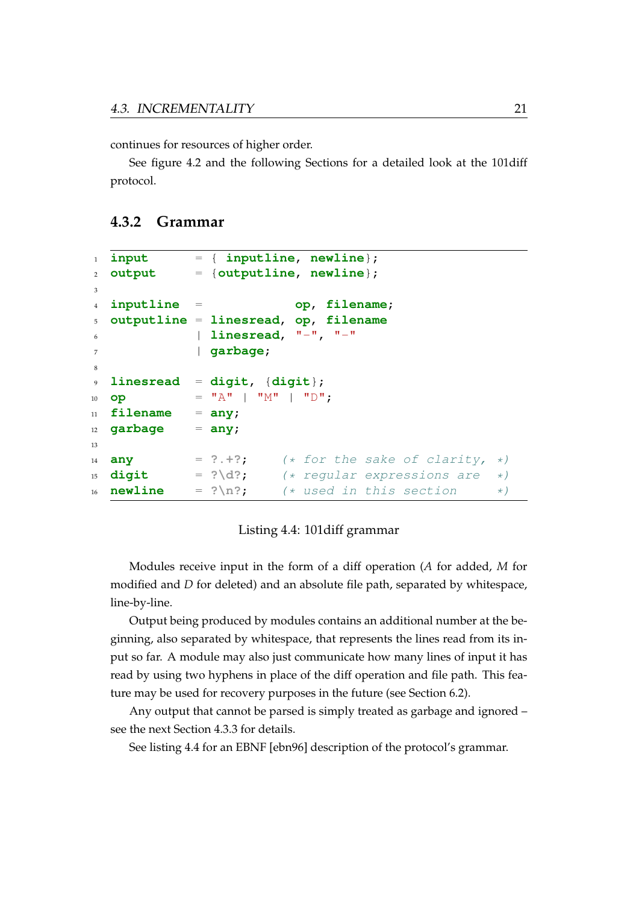continues for resources of higher order.

See figure 4.2 and the following Sections for a detailed look at the 101diff protocol.

### 4.3.2 Grammar

```
input       = { inputline, newline};
output      = {outputline, newline};

inputline   =            op, filename;
outputline  = linesread, op, filename
            | linesread, "-", "-"
            | garbage;

linesread   = digit, {digit};
op          = "A" | "M" | "D";
filename    = any;
garbage     = any;

any         = ?.+?;     (* for the sake of clarity, *)
digit       = ?\d?;     (* regular expressions are  *)
newline     = ?\n?;     (* used in this section     *)
```

Listing 4.4: 101diff grammar

Modules receive input in the form of a diff operation (*A* for added, *M* for modified and *D* for deleted) and an absolute file path, separated by whitespace, line-by-line.

Output being produced by modules contains an additional number at the beginning, also separated by whitespace, that represents the lines read from its input so far. A module may also just communicate how many lines of input it has read by using two hyphens in place of the diff operation and file path. This feature may be used for recovery purposes in the future (see Section 6.2).

Any output that cannot be parsed is simply treated as garbage and ignored – see the next Section 4.3.3 for details.

See listing 4.4 for an EBNF [ebn96] description of the protocol's grammar.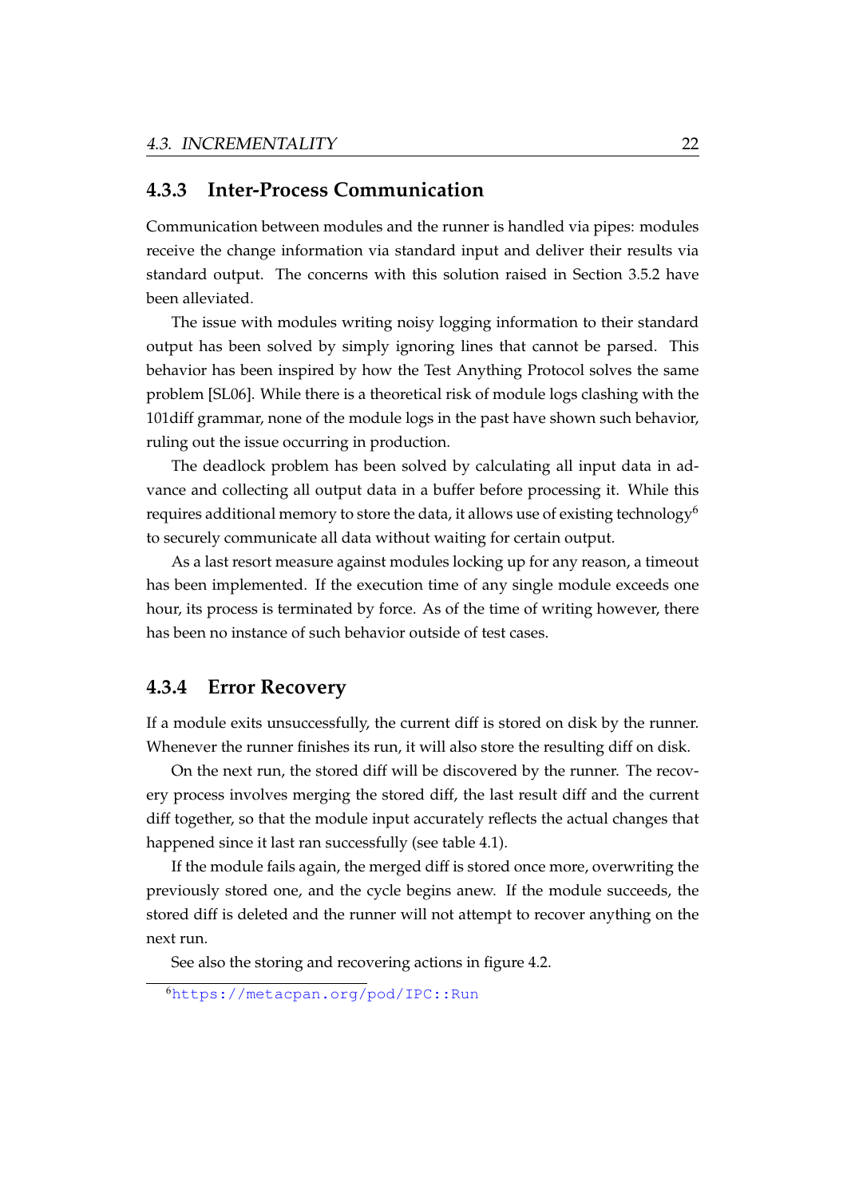### 4.3.3 Inter-Process Communication

Communication between modules and the runner is handled via pipes: modules receive the change information via standard input and deliver their results via standard output. The concerns with this solution raised in Section 3.5.2 have been alleviated.

The issue with modules writing noisy logging information to their standard output has been solved by simply ignoring lines that cannot be parsed. This behavior has been inspired by how the Test Anything Protocol solves the same problem [SL06]. While there is a theoretical risk of module logs clashing with the 101diff grammar, none of the module logs in the past have shown such behavior, ruling out the issue occurring in production.

The deadlock problem has been solved by calculating all input data in advance and collecting all output data in a buffer before processing it. While this requires additional memory to store the data, it allows use of existing technology[6] to securely communicate all data without waiting for certain output.

As a last resort measure against modules locking up for any reason, a timeout has been implemented. If the execution time of any single module exceeds one hour, its process is terminated by force. As of the time of writing however, there has been no instance of such behavior outside of test cases.

### 4.3.4 Error Recovery

If a module exits unsuccessfully, the current diff is stored on disk by the runner. Whenever the runner finishes its run, it will also store the resulting diff on disk.

On the next run, the stored diff will be discovered by the runner. The recovery process involves merging the stored diff, the last result diff and the current diff together, so that the module input accurately reflects the actual changes that happened since it last ran successfully (see table 4.1).

If the module fails again, the merged diff is stored once more, overwriting the previously stored one, and the cycle begins anew. If the module succeeds, the stored diff is deleted and the runner will not attempt to recover anything on the next run.

See also the storing and recovering actions in figure 4.2.

[6] https://metacpan.org/pod/IPC::Run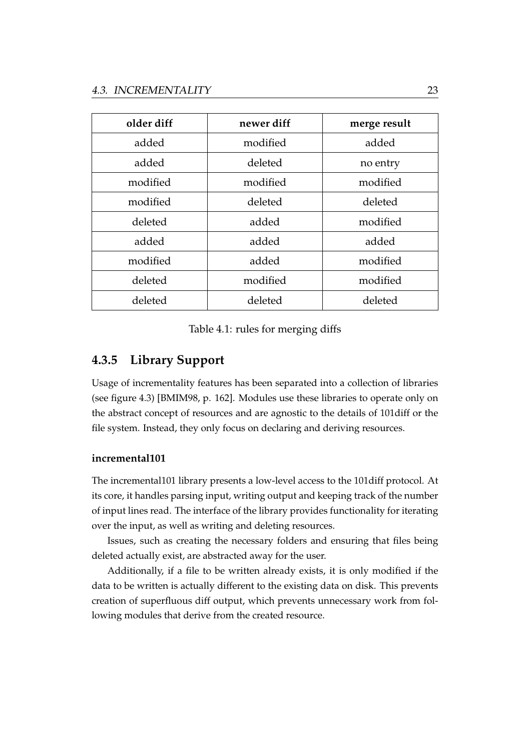| older diff | newer diff | merge result |
| --- | --- | --- |
| added | modified | added |
| added | deleted | no entry |
| modified | modified | modified |
| modified | deleted | deleted |
| deleted | added | modified |
| added | added | added |
| modified | added | modified |
| deleted | modified | modified |
| deleted | deleted | deleted |

Table 4.1: rules for merging diffs

### 4.3.5 Library Support

Usage of incrementality features has been separated into a collection of libraries (see figure 4.3) [BMIM98, p. 162]. Modules use these libraries to operate only on the abstract concept of resources and are agnostic to the details of 101diff or the file system. Instead, they only focus on declaring and deriving resources.

#### incremental101

The incremental101 library presents a low-level access to the 101diff protocol. At its core, it handles parsing input, writing output and keeping track of the number of input lines read. The interface of the library provides functionality for iterating over the input, as well as writing and deleting resources.

Issues, such as creating the necessary folders and ensuring that files being deleted actually exist, are abstracted away for the user.

Additionally, if a file to be written already exists, it is only modified if the data to be written is actually different to the existing data on disk. This prevents creation of superfluous diff output, which prevents unnecessary work from following modules that derive from the created resource.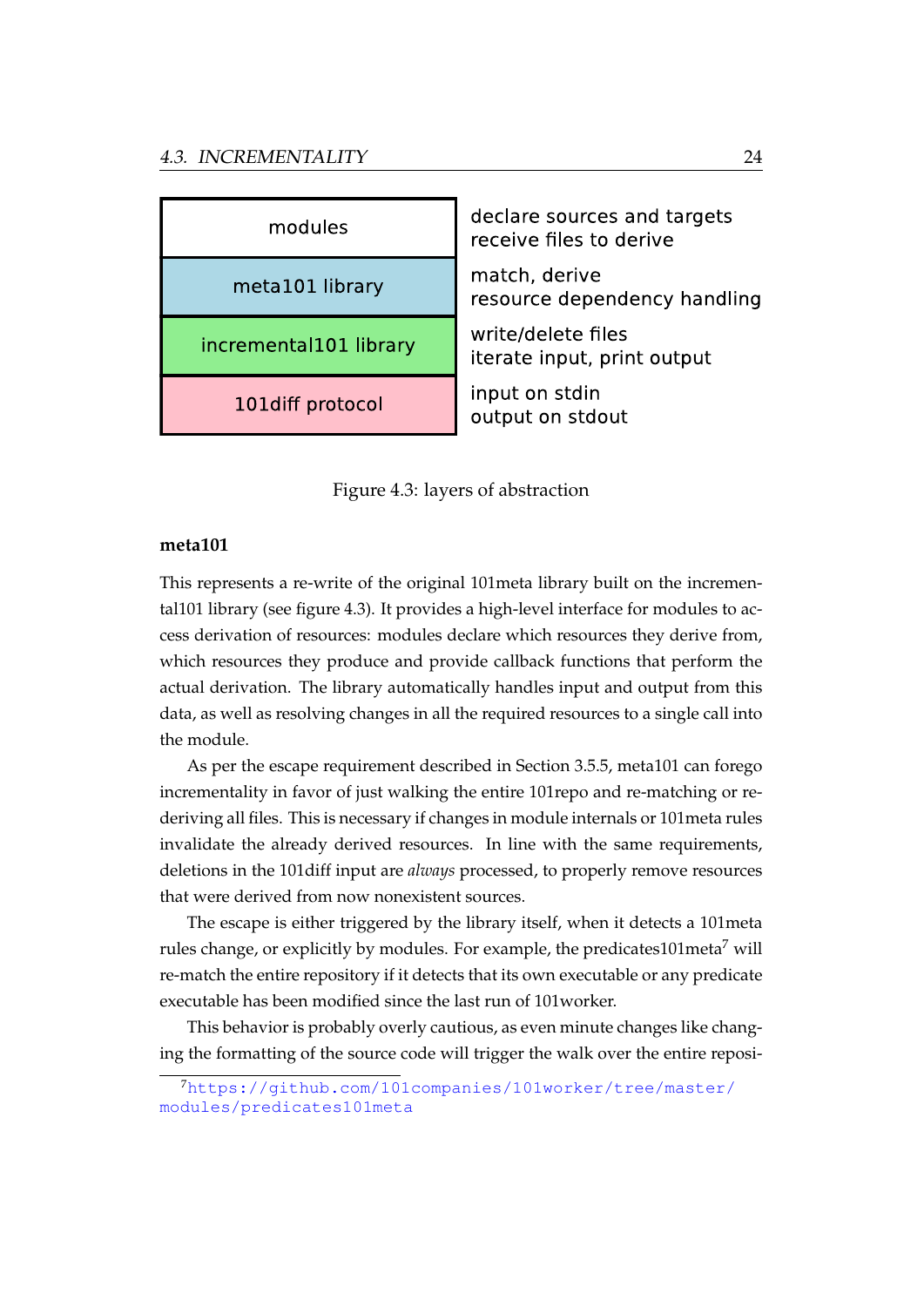| | |
|---|---|
| modules | declare sources and targets<br>receive files to derive |
| meta101 library | match, derive<br>resource dependency handling |
| incremental101 library | write/delete files<br>iterate input, print output |
| 101diff protocol | input on stdin<br>output on stdout |

Figure 4.3: layers of abstraction

#### meta101

This represents a re-write of the original 101meta library built on the incremental101 library (see figure 4.3). It provides a high-level interface for modules to access derivation of resources: modules declare which resources they derive from, which resources they produce and provide callback functions that perform the actual derivation. The library automatically handles input and output from this data, as well as resolving changes in all the required resources to a single call into the module.

As per the escape requirement described in Section 3.5.5, meta101 can forego incrementality in favor of just walking the entire 101repo and re-matching or re-deriving all files. This is necessary if changes in module internals or 101meta rules invalidate the already derived resources. In line with the same requirements, deletions in the 101diff input are *always* processed, to properly remove resources that were derived from now nonexistent sources.

The escape is either triggered by the library itself, when it detects a 101meta rules change, or explicitly by modules. For example, the predicates101meta[7] will re-match the entire repository if it detects that its own executable or any predicate executable has been modified since the last run of 101worker.

This behavior is probably overly cautious, as even minute changes like changing the formatting of the source code will trigger the walk over the entire reposi-

[7] https://github.com/101companies/101worker/tree/master/modules/predicates101meta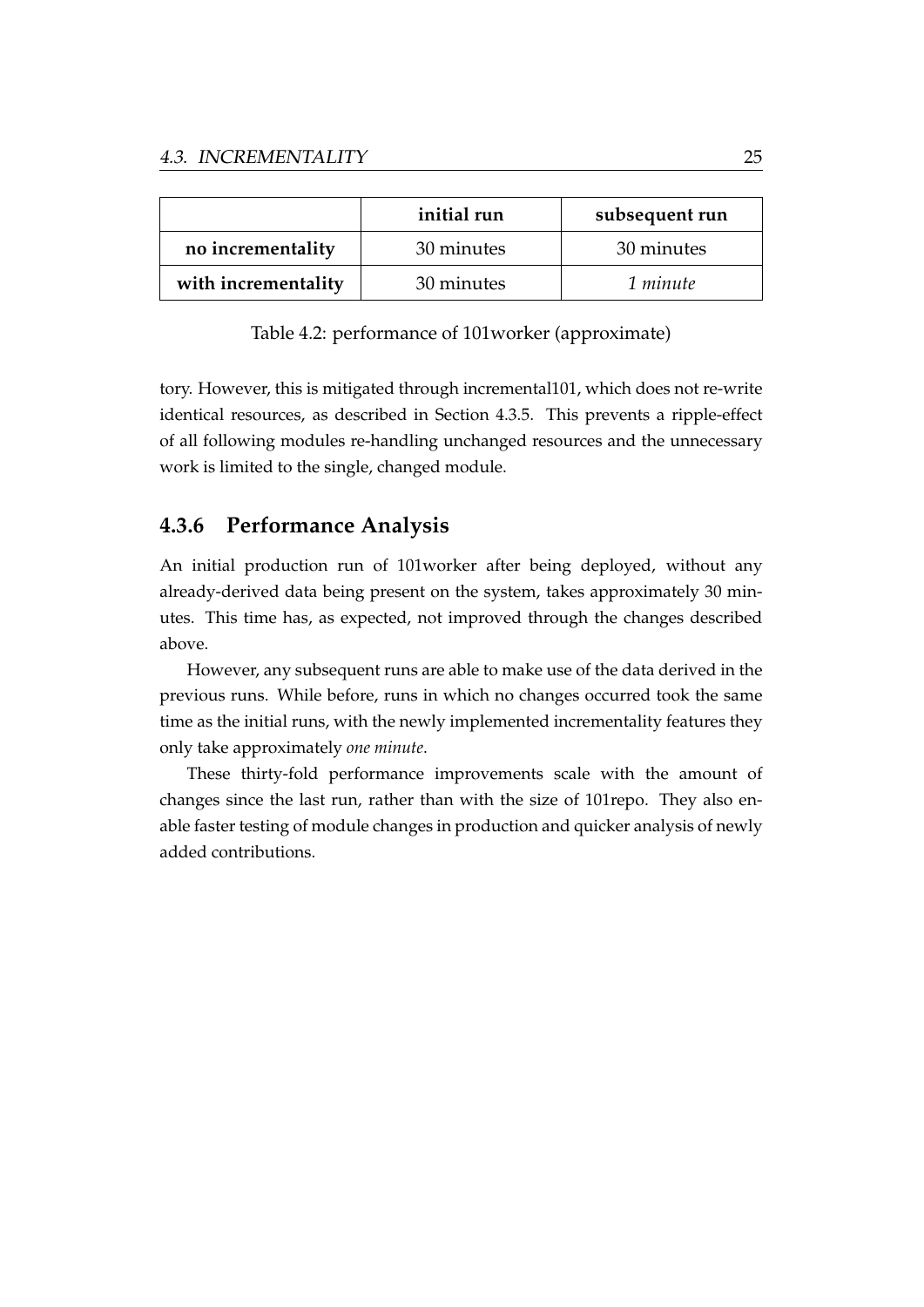| | **initial run** | **subsequent run** |
|---|---|---|
| **no incrementality** | 30 minutes | 30 minutes |
| **with incrementality** | 30 minutes | *1 minute* |

Table 4.2: performance of 101worker (approximate)

tory. However, this is mitigated through incremental101, which does not re-write identical resources, as described in Section 4.3.5. This prevents a ripple-effect of all following modules re-handling unchanged resources and the unnecessary work is limited to the single, changed module.

### 4.3.6 Performance Analysis

An initial production run of 101worker after being deployed, without any already-derived data being present on the system, takes approximately 30 minutes. This time has, as expected, not improved through the changes described above.

However, any subsequent runs are able to make use of the data derived in the previous runs. While before, runs in which no changes occurred took the same time as the initial runs, with the newly implemented incrementality features they only take approximately *one minute*.

These thirty-fold performance improvements scale with the amount of changes since the last run, rather than with the size of 101repo. They also enable faster testing of module changes in production and quicker analysis of newly added contributions.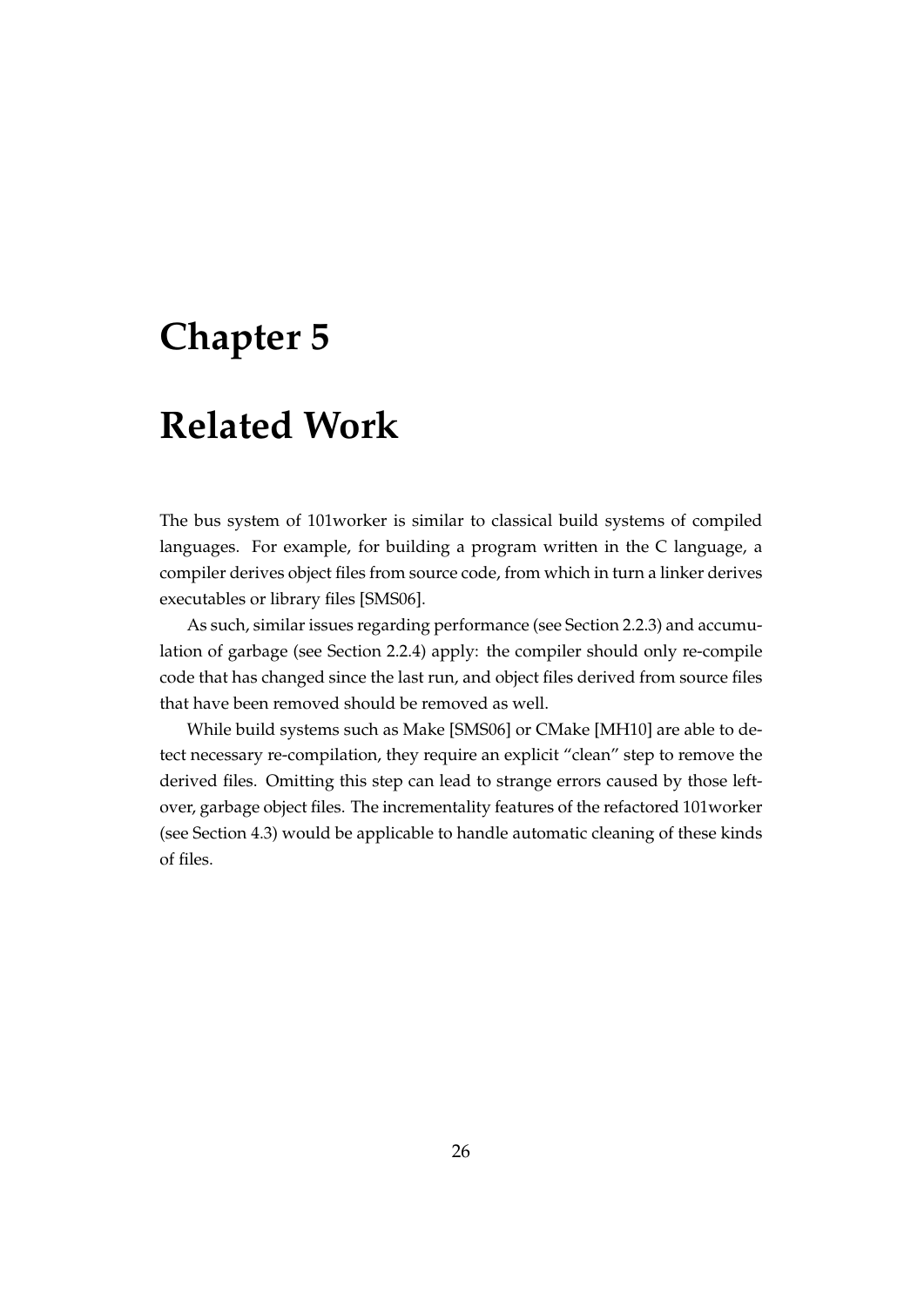# Chapter 5

# Related Work

The bus system of 101worker is similar to classical build systems of compiled languages. For example, for building a program written in the C language, a compiler derives object files from source code, from which in turn a linker derives executables or library files [SMS06].

As such, similar issues regarding performance (see Section 2.2.3) and accumulation of garbage (see Section 2.2.4) apply: the compiler should only re-compile code that has changed since the last run, and object files derived from source files that have been removed should be removed as well.

While build systems such as Make [SMS06] or CMake [MH10] are able to detect necessary re-compilation, they require an explicit “clean” step to remove the derived files. Omitting this step can lead to strange errors caused by those leftover, garbage object files. The incrementality features of the refactored 101worker (see Section 4.3) would be applicable to handle automatic cleaning of these kinds of files.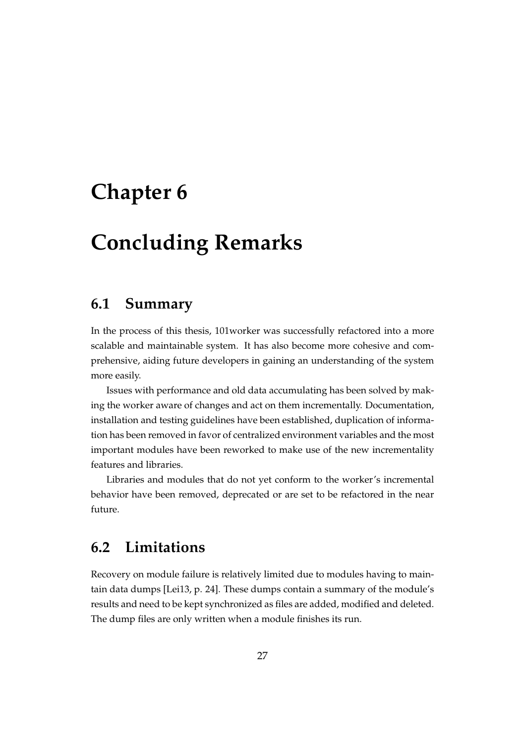# Chapter 6

# Concluding Remarks

## 6.1 Summary

In the process of this thesis, 101worker was successfully refactored into a more scalable and maintainable system. It has also become more cohesive and comprehensive, aiding future developers in gaining an understanding of the system more easily.

Issues with performance and old data accumulating has been solved by making the worker aware of changes and act on them incrementally. Documentation, installation and testing guidelines have been established, duplication of information has been removed in favor of centralized environment variables and the most important modules have been reworked to make use of the new incrementality features and libraries.

Libraries and modules that do not yet conform to the worker's incremental behavior have been removed, deprecated or are set to be refactored in the near future.

## 6.2 Limitations

Recovery on module failure is relatively limited due to modules having to maintain data dumps [Lei13, p. 24]. These dumps contain a summary of the module's results and need to be kept synchronized as files are added, modified and deleted. The dump files are only written when a module finishes its run.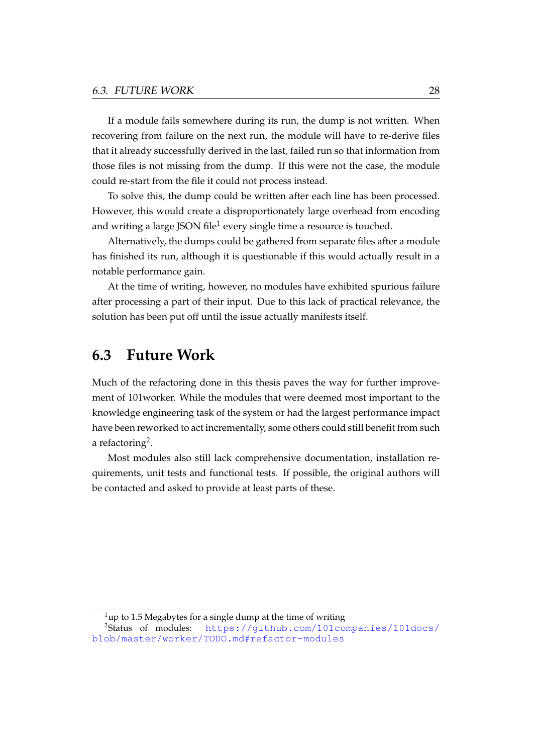If a module fails somewhere during its run, the dump is not written. When recovering from failure on the next run, the module will have to re-derive files that it already successfully derived in the last, failed run so that information from those files is not missing from the dump. If this were not the case, the module could re-start from the file it could not process instead.

To solve this, the dump could be written after each line has been processed. However, this would create a disproportionately large overhead from encoding and writing a large JSON file[1] every single time a resource is touched.

Alternatively, the dumps could be gathered from separate files after a module has finished its run, although it is questionable if this would actually result in a notable performance gain.

At the time of writing, however, no modules have exhibited spurious failure after processing a part of their input. Due to this lack of practical relevance, the solution has been put off until the issue actually manifests itself.

## 6.3 Future Work

Much of the refactoring done in this thesis paves the way for further improvement of 101worker. While the modules that were deemed most important to the knowledge engineering task of the system or had the largest performance impact have been reworked to act incrementally, some others could still benefit from such a refactoring[2].

Most modules also still lack comprehensive documentation, installation requirements, unit tests and functional tests. If possible, the original authors will be contacted and asked to provide at least parts of these.

---

[1] up to 1.5 Megabytes for a single dump at the time of writing

[2] Status of modules: https://github.com/101companies/101docs/blob/master/worker/TODO.md#refactor-modules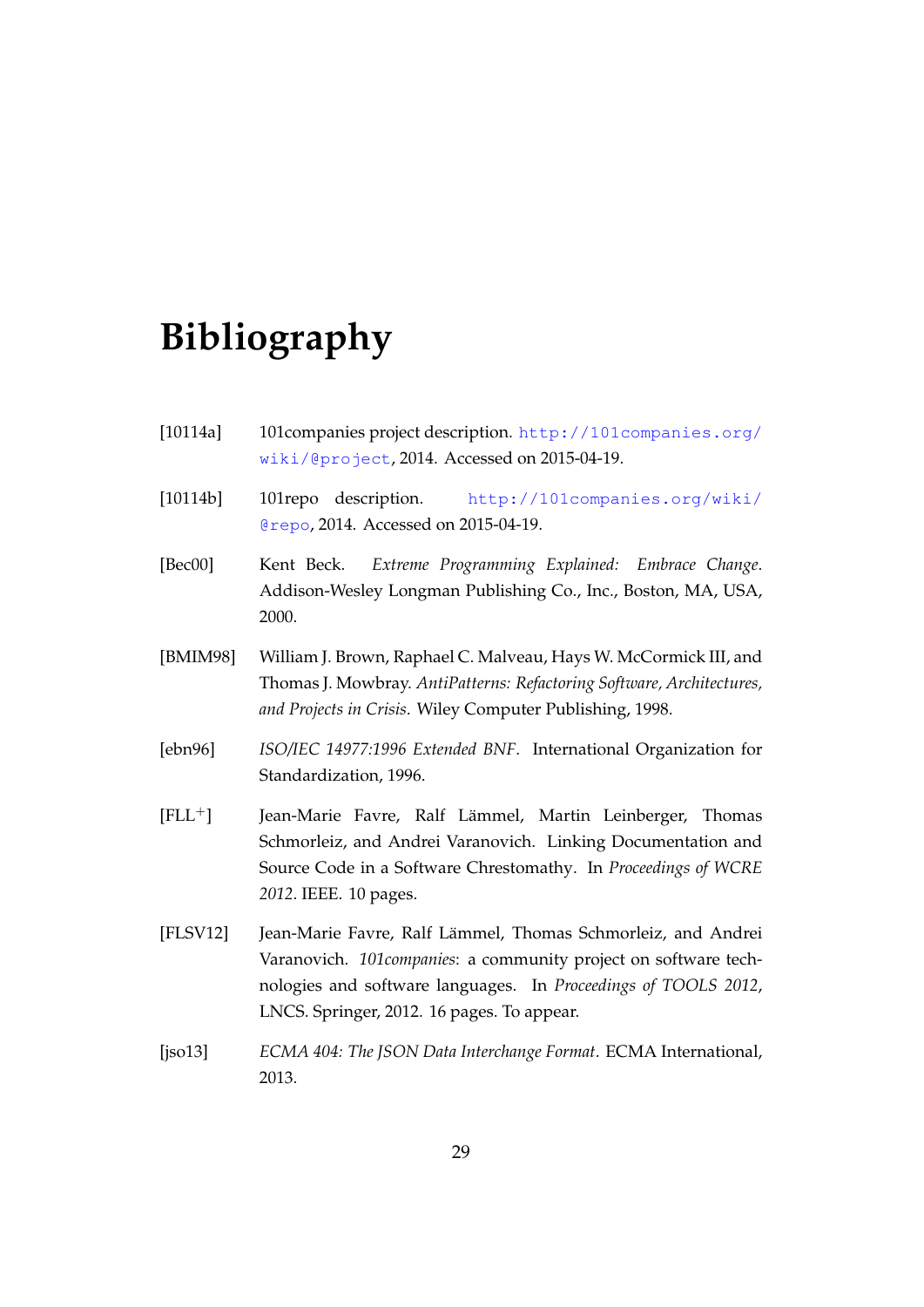# Bibliography

[10114a] 101companies project description. http://101companies.org/wiki/@project, 2014. Accessed on 2015-04-19.

[10114b] 101repo description. http://101companies.org/wiki/@repo, 2014. Accessed on 2015-04-19.

[Bec00] Kent Beck. *Extreme Programming Explained: Embrace Change*. Addison-Wesley Longman Publishing Co., Inc., Boston, MA, USA, 2000.

[BMIM98] William J. Brown, Raphael C. Malveau, Hays W. McCormick III, and Thomas J. Mowbray. *AntiPatterns: Refactoring Software, Architectures, and Projects in Crisis*. Wiley Computer Publishing, 1998.

[ebn96] *ISO/IEC 14977:1996 Extended BNF*. International Organization for Standardization, 1996.

[FLL+] Jean-Marie Favre, Ralf Lämmel, Martin Leinberger, Thomas Schmorleiz, and Andrei Varanovich. Linking Documentation and Source Code in a Software Chrestomathy. In *Proceedings of WCRE 2012*. IEEE. 10 pages.

[FLSV12] Jean-Marie Favre, Ralf Lämmel, Thomas Schmorleiz, and Andrei Varanovich. *101companies*: a community project on software technologies and software languages. In *Proceedings of TOOLS 2012*, LNCS. Springer, 2012. 16 pages. To appear.

[jso13] *ECMA 404: The JSON Data Interchange Format*. ECMA International, 2013.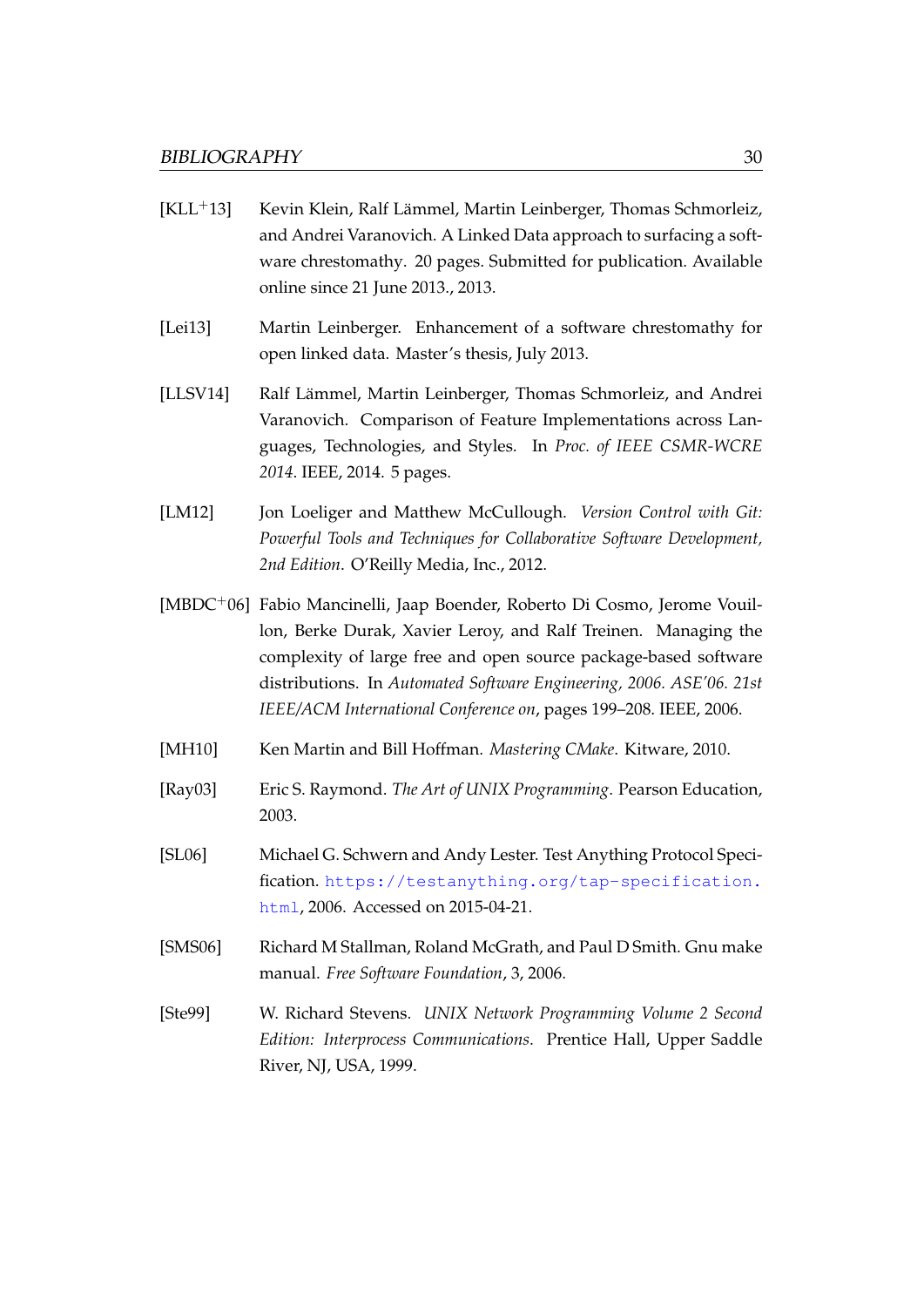[KLL+13] Kevin Klein, Ralf Lämmel, Martin Leinberger, Thomas Schmorleiz, and Andrei Varanovich. A Linked Data approach to surfacing a software chrestomathy. 20 pages. Submitted for publication. Available online since 21 June 2013., 2013.

[Lei13] Martin Leinberger. Enhancement of a software chrestomathy for open linked data. Master's thesis, July 2013.

[LLSV14] Ralf Lämmel, Martin Leinberger, Thomas Schmorleiz, and Andrei Varanovich. Comparison of Feature Implementations across Languages, Technologies, and Styles. In *Proc. of IEEE CSMR-WCRE 2014*. IEEE, 2014. 5 pages.

[LM12] Jon Loeliger and Matthew McCullough. *Version Control with Git: Powerful Tools and Techniques for Collaborative Software Development, 2nd Edition*. O'Reilly Media, Inc., 2012.

[MBDC+06] Fabio Mancinelli, Jaap Boender, Roberto Di Cosmo, Jerome Vouillon, Berke Durak, Xavier Leroy, and Ralf Treinen. Managing the complexity of large free and open source package-based software distributions. In *Automated Software Engineering, 2006. ASE'06. 21st IEEE/ACM International Conference on*, pages 199–208. IEEE, 2006.

[MH10] Ken Martin and Bill Hoffman. *Mastering CMake*. Kitware, 2010.

[Ray03] Eric S. Raymond. *The Art of UNIX Programming*. Pearson Education, 2003.

[SL06] Michael G. Schwern and Andy Lester. Test Anything Protocol Specification. https://testanything.org/tap-specification.html, 2006. Accessed on 2015-04-21.

[SMS06] Richard M Stallman, Roland McGrath, and Paul D Smith. Gnu make manual. *Free Software Foundation*, 3, 2006.

[Ste99] W. Richard Stevens. *UNIX Network Programming Volume 2 Second Edition: Interprocess Communications*. Prentice Hall, Upper Saddle River, NJ, USA, 1999.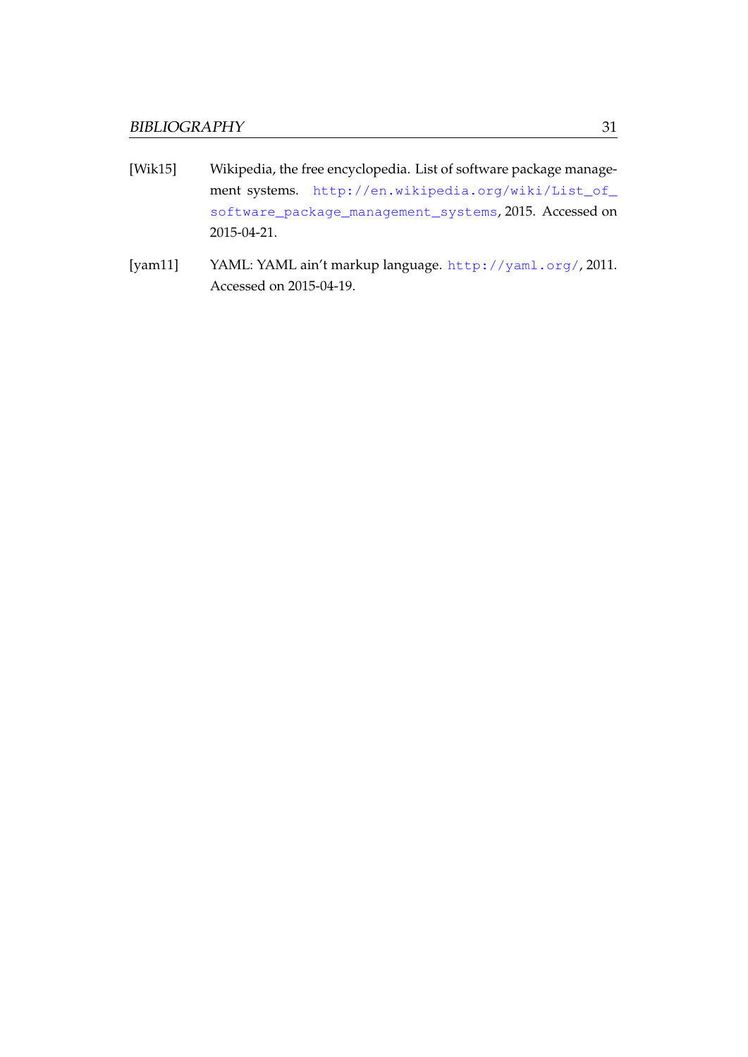[Wik15] Wikipedia, the free encyclopedia. List of software package management systems. http://en.wikipedia.org/wiki/List_of_software_package_management_systems, 2015. Accessed on 2015-04-21.

[yam11] YAML: YAML ain't markup language. http://yaml.org/, 2011. Accessed on 2015-04-19.